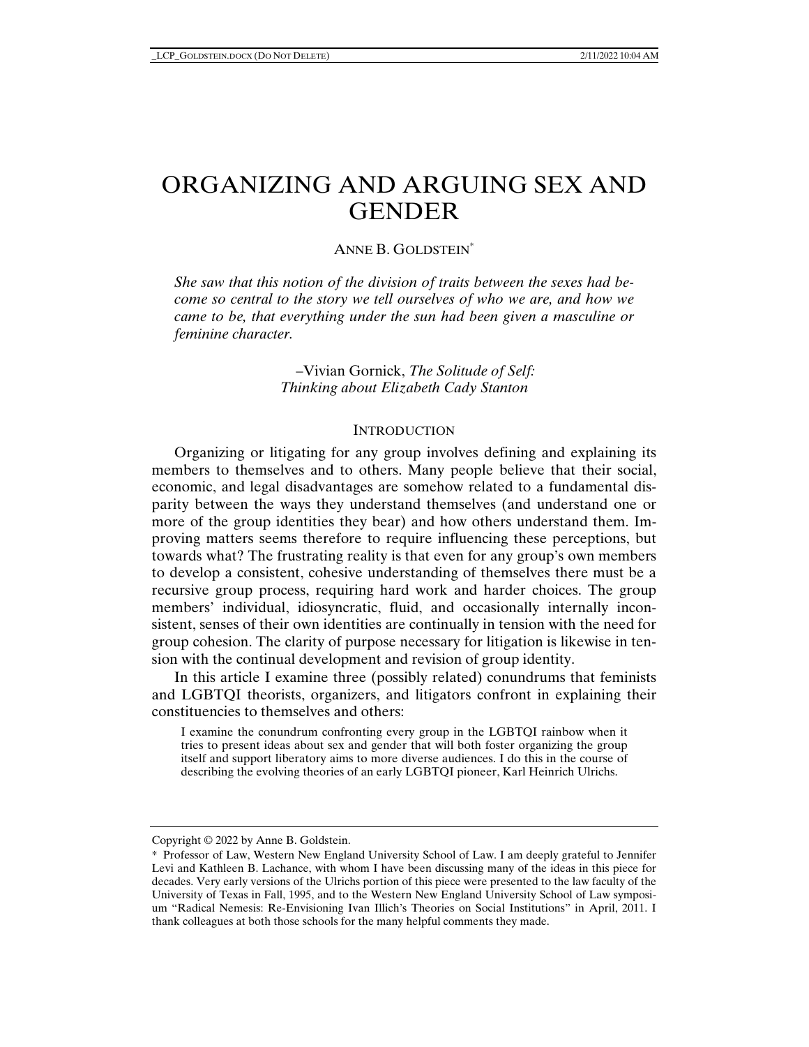# ORGANIZING AND ARGUING SEX AND GENDER

ANNE B. GOLDSTEIN*

*She saw that this notion of the division of traits between the sexes had become so central to the story we tell ourselves of who we are, and how we came to be, that everything under the sun had been given a masculine or feminine character.*

–Vivian Gornick, *The Solitude of Self: Thinking about Elizabeth Cady Stanton*

## INTRODUCTION

Organizing or litigating for any group involves defining and explaining its members to themselves and to others. Many people believe that their social, economic, and legal disadvantages are somehow related to a fundamental disparity between the ways they understand themselves (and understand one or more of the group identities they bear) and how others understand them. Improving matters seems therefore to require influencing these perceptions, but towards what? The frustrating reality is that even for any group's own members to develop a consistent, cohesive understanding of themselves there must be a recursive group process, requiring hard work and harder choices. The group members' individual, idiosyncratic, fluid, and occasionally internally inconsistent, senses of their own identities are continually in tension with the need for group cohesion. The clarity of purpose necessary for litigation is likewise in tension with the continual development and revision of group identity.

In this article I examine three (possibly related) conundrums that feminists and LGBTQI theorists, organizers, and litigators confront in explaining their constituencies to themselves and others:

> I examine the conundrum confronting every group in the LGBTQI rainbow when it tries to present ideas about sex and gender that will both foster organizing the group itself and support liberatory aims to more diverse audiences. I do this in the course of describing the evolving theories of an early LGBTQI pioneer, Karl Heinrich Ulrichs.

---

Copyright © 2022 by Anne B. Goldstein.

\* Professor of Law, Western New England University School of Law. I am deeply grateful to Jennifer Levi and Kathleen B. Lachance, with whom I have been discussing many of the ideas in this piece for decades. Very early versions of the Ulrichs portion of this piece were presented to the law faculty of the University of Texas in Fall, 1995, and to the Western New England University School of Law symposium "Radical Nemesis: Re-Envisioning Ivan Illich's Theories on Social Institutions" in April, 2011. I thank colleagues at both those schools for the many helpful comments they made.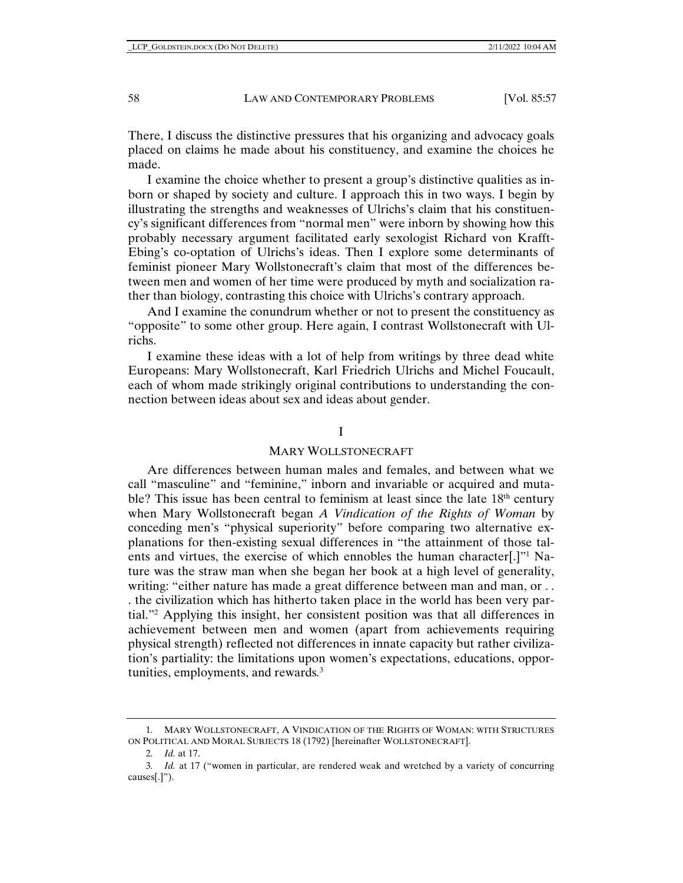There, I discuss the distinctive pressures that his organizing and advocacy goals placed on claims he made about his constituency, and examine the choices he made.

I examine the choice whether to present a group's distinctive qualities as inborn or shaped by society and culture. I approach this in two ways. I begin by illustrating the strengths and weaknesses of Ulrichs's claim that his constituency's significant differences from "normal men" were inborn by showing how this probably necessary argument facilitated early sexologist Richard von Krafft-Ebing's co-optation of Ulrichs's ideas. Then I explore some determinants of feminist pioneer Mary Wollstonecraft's claim that most of the differences between men and women of her time were produced by myth and socialization rather than biology, contrasting this choice with Ulrichs's contrary approach.

And I examine the conundrum whether or not to present the constituency as "opposite" to some other group. Here again, I contrast Wollstonecraft with Ulrichs.

I examine these ideas with a lot of help from writings by three dead white Europeans: Mary Wollstonecraft, Karl Friedrich Ulrichs and Michel Foucault, each of whom made strikingly original contributions to understanding the connection between ideas about sex and ideas about gender.

# I

## MARY WOLLSTONECRAFT

Are differences between human males and females, and between what we call "masculine" and "feminine," inborn and invariable or acquired and mutable? This issue has been central to feminism at least since the late 18th century when Mary Wollstonecraft began *A Vindication of the Rights of Woman* by conceding men's "physical superiority" before comparing two alternative explanations for then-existing sexual differences in "the attainment of those talents and virtues, the exercise of which ennobles the human character[.]"[1] Nature was the straw man when she began her book at a high level of generality, writing: "either nature has made a great difference between man and man, or . . . the civilization which has hitherto taken place in the world has been very partial."[2] Applying this insight, her consistent position was that all differences in achievement between men and women (apart from achievements requiring physical strength) reflected not differences in innate capacity but rather civilization's partiality: the limitations upon women's expectations, educations, opportunities, employments, and rewards.[3]

---

1. MARY WOLLSTONECRAFT, A VINDICATION OF THE RIGHTS OF WOMAN: WITH STRICTURES ON POLITICAL AND MORAL SUBJECTS 18 (1792) [hereinafter WOLLSTONECRAFT].

2. *Id.* at 17.

3. *Id.* at 17 ("women in particular, are rendered weak and wretched by a variety of concurring causes[.]").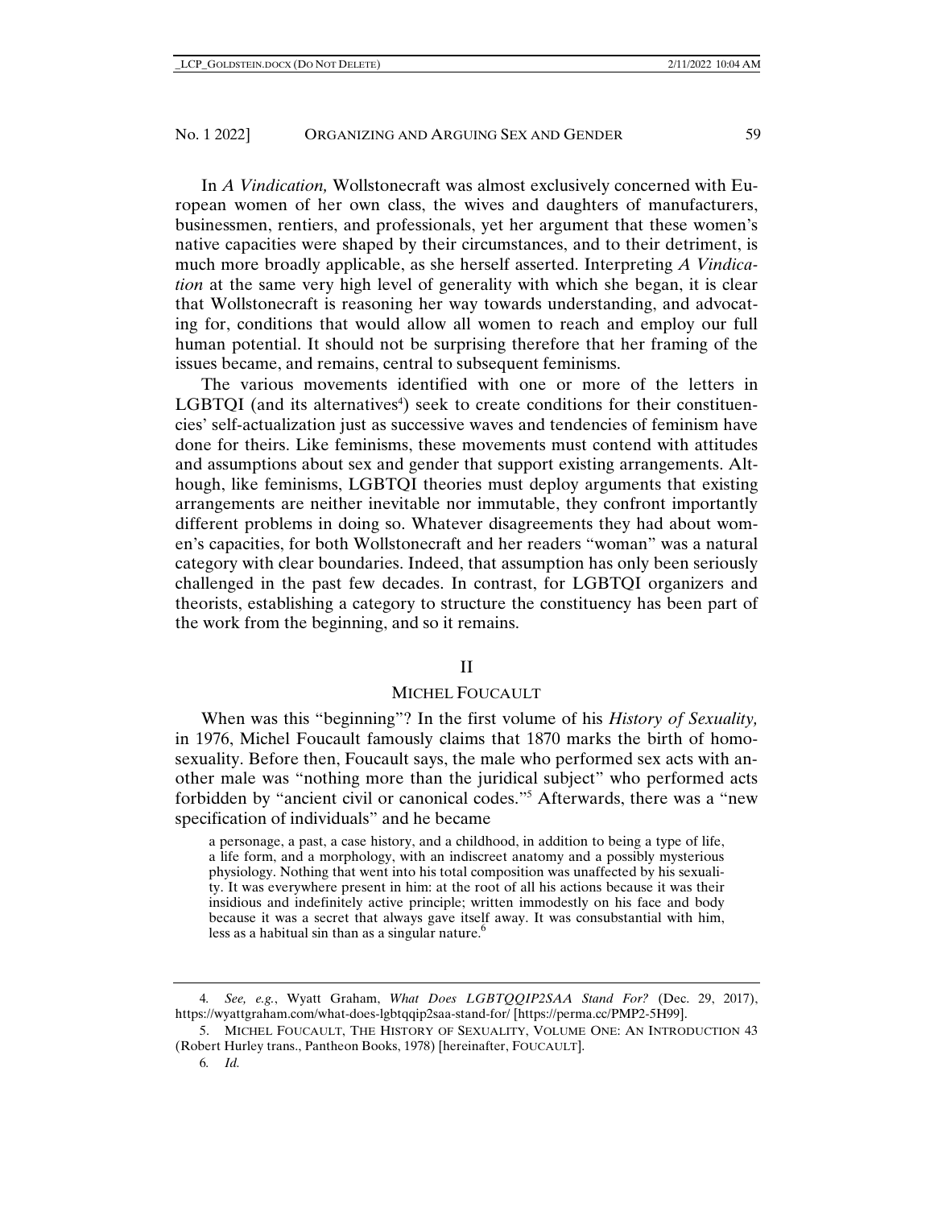In *A Vindication,* Wollstonecraft was almost exclusively concerned with European women of her own class, the wives and daughters of manufacturers, businessmen, rentiers, and professionals, yet her argument that these women's native capacities were shaped by their circumstances, and to their detriment, is much more broadly applicable, as she herself asserted. Interpreting *A Vindication* at the same very high level of generality with which she began, it is clear that Wollstonecraft is reasoning her way towards understanding, and advocating for, conditions that would allow all women to reach and employ our full human potential. It should not be surprising therefore that her framing of the issues became, and remains, central to subsequent feminisms.

The various movements identified with one or more of the letters in LGBTQI (and its alternatives[4]) seek to create conditions for their constituencies' self-actualization just as successive waves and tendencies of feminism have done for theirs. Like feminisms, these movements must contend with attitudes and assumptions about sex and gender that support existing arrangements. Although, like feminisms, LGBTQI theories must deploy arguments that existing arrangements are neither inevitable nor immutable, they confront importantly different problems in doing so. Whatever disagreements they had about women's capacities, for both Wollstonecraft and her readers "woman" was a natural category with clear boundaries. Indeed, that assumption has only been seriously challenged in the past few decades. In contrast, for LGBTQI organizers and theorists, establishing a category to structure the constituency has been part of the work from the beginning, and so it remains.

## II

## MICHEL FOUCAULT

When was this "beginning"? In the first volume of his *History of Sexuality,* in 1976, Michel Foucault famously claims that 1870 marks the birth of homosexuality. Before then, Foucault says, the male who performed sex acts with another male was "nothing more than the juridical subject" who performed acts forbidden by "ancient civil or canonical codes."[5] Afterwards, there was a "new specification of individuals" and he became

> a personage, a past, a case history, and a childhood, in addition to being a type of life, a life form, and a morphology, with an indiscreet anatomy and a possibly mysterious physiology. Nothing that went into his total composition was unaffected by his sexuality. It was everywhere present in him: at the root of all his actions because it was their insidious and indefinitely active principle; written immodestly on his face and body because it was a secret that always gave itself away. It was consubstantial with him, less as a habitual sin than as a singular nature.[6]

---

4. *See, e.g.*, Wyatt Graham, *What Does LGBTQQIP2SAA Stand For?* (Dec. 29, 2017), https://wyattgraham.com/what-does-lgbtqqip2saa-stand-for/ [https://perma.cc/PMP2-5H99].

5. MICHEL FOUCAULT, THE HISTORY OF SEXUALITY, VOLUME ONE: AN INTRODUCTION 43 (Robert Hurley trans., Pantheon Books, 1978) [hereinafter, FOUCAULT].

6. *Id.*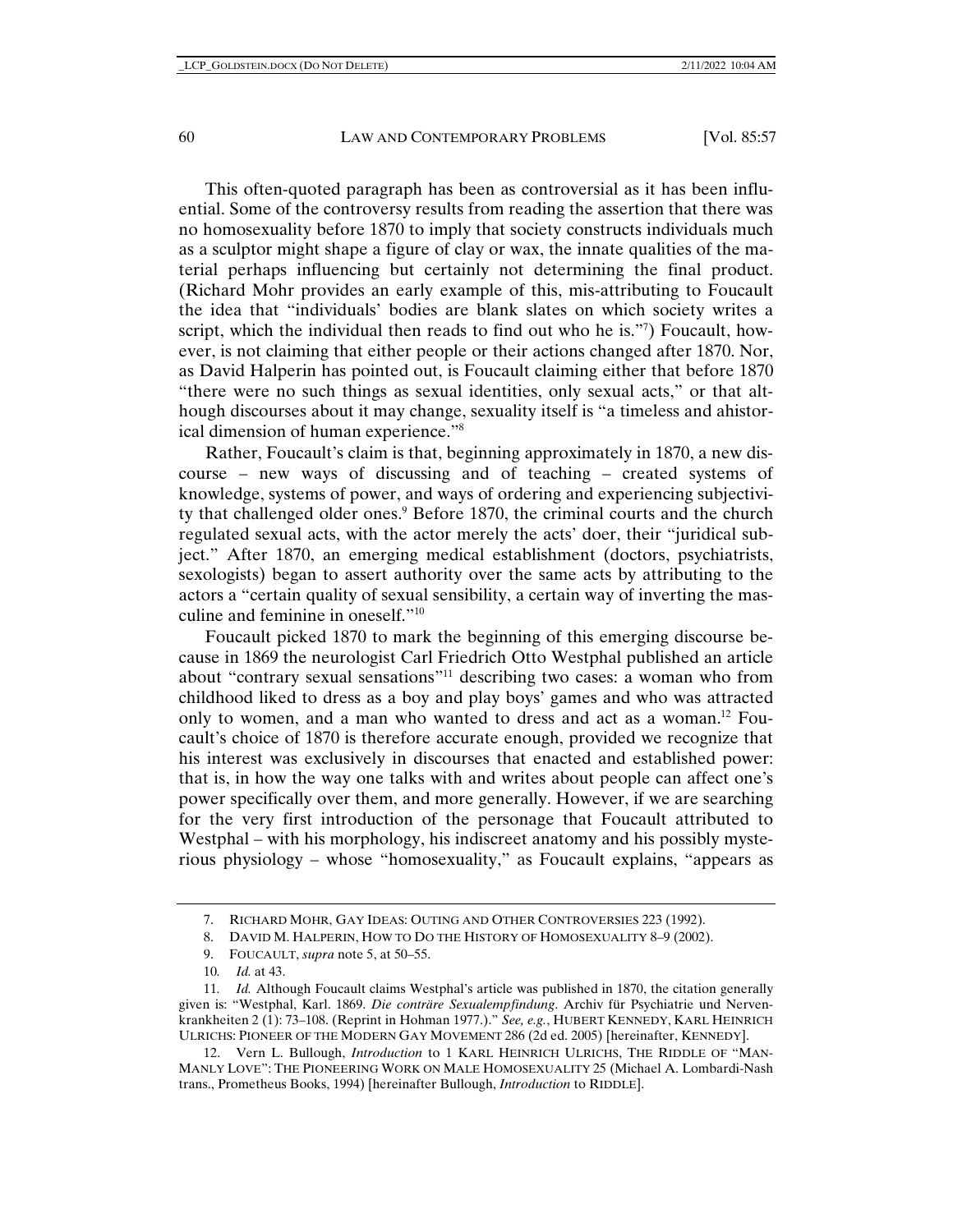This often-quoted paragraph has been as controversial as it has been influential. Some of the controversy results from reading the assertion that there was no homosexuality before 1870 to imply that society constructs individuals much as a sculptor might shape a figure of clay or wax, the innate qualities of the material perhaps influencing but certainly not determining the final product. (Richard Mohr provides an early example of this, mis-attributing to Foucault the idea that "individuals' bodies are blank slates on which society writes a script, which the individual then reads to find out who he is."[7]) Foucault, however, is not claiming that either people or their actions changed after 1870. Nor, as David Halperin has pointed out, is Foucault claiming either that before 1870 "there were no such things as sexual identities, only sexual acts," or that although discourses about it may change, sexuality itself is "a timeless and ahistorical dimension of human experience."[8]

Rather, Foucault's claim is that, beginning approximately in 1870, a new discourse – new ways of discussing and of teaching – created systems of knowledge, systems of power, and ways of ordering and experiencing subjectivity that challenged older ones.[9] Before 1870, the criminal courts and the church regulated sexual acts, with the actor merely the acts' doer, their "juridical subject." After 1870, an emerging medical establishment (doctors, psychiatrists, sexologists) began to assert authority over the same acts by attributing to the actors a "certain quality of sexual sensibility, a certain way of inverting the masculine and feminine in oneself."[10]

Foucault picked 1870 to mark the beginning of this emerging discourse because in 1869 the neurologist Carl Friedrich Otto Westphal published an article about "contrary sexual sensations"[11] describing two cases: a woman who from childhood liked to dress as a boy and play boys' games and who was attracted only to women, and a man who wanted to dress and act as a woman.[12] Foucault's choice of 1870 is therefore accurate enough, provided we recognize that his interest was exclusively in discourses that enacted and established power: that is, in how the way one talks with and writes about people can affect one's power specifically over them, and more generally. However, if we are searching for the very first introduction of the personage that Foucault attributed to Westphal – with his morphology, his indiscreet anatomy and his possibly mysterious physiology – whose "homosexuality," as Foucault explains, "appears as

---

7. RICHARD MOHR, GAY IDEAS: OUTING AND OTHER CONTROVERSIES 223 (1992).

8. DAVID M. HALPERIN, HOW TO DO THE HISTORY OF HOMOSEXUALITY 8–9 (2002).

9. FOUCAULT, *supra* note 5, at 50–55.

10. *Id.* at 43.

11. *Id.* Although Foucault claims Westphal's article was published in 1870, the citation generally given is: "Westphal, Karl. 1869. *Die conträre Sexualempfindung*. Archiv für Psychiatrie und Nervenkrankheiten 2 (1): 73–108. (Reprint in Hohman 1977.)." *See, e.g.*, HUBERT KENNEDY, KARL HEINRICH ULRICHS: PIONEER OF THE MODERN GAY MOVEMENT 286 (2d ed. 2005) [hereinafter, KENNEDY].

12. Vern L. Bullough, *Introduction* to 1 KARL HEINRICH ULRICHS, THE RIDDLE OF "MAN-MANLY LOVE": THE PIONEERING WORK ON MALE HOMOSEXUALITY 25 (Michael A. Lombardi-Nash trans., Prometheus Books, 1994) [hereinafter Bullough, *Introduction* to RIDDLE].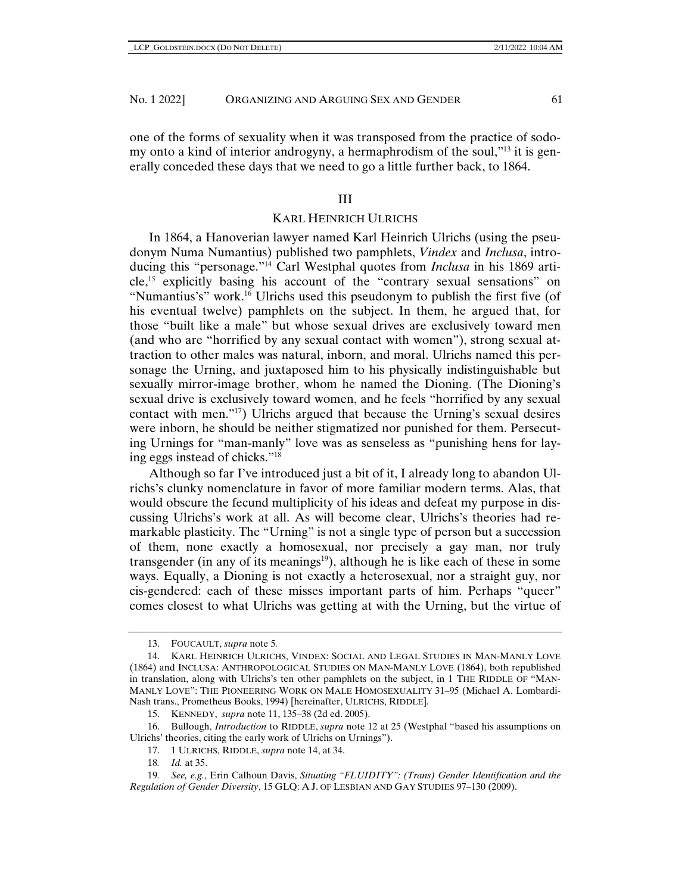one of the forms of sexuality when it was transposed from the practice of sodomy onto a kind of interior androgyny, a hermaphrodism of the soul,"[13] it is generally conceded these days that we need to go a little further back, to 1864.

## III

## KARL HEINRICH ULRICHS

In 1864, a Hanoverian lawyer named Karl Heinrich Ulrichs (using the pseudonym Numa Numantius) published two pamphlets, *Vindex* and *Inclusa*, introducing this "personage."[14] Carl Westphal quotes from *Inclusa* in his 1869 article,[15] explicitly basing his account of the "contrary sexual sensations" on "Numantius's" work.[16] Ulrichs used this pseudonym to publish the first five (of his eventual twelve) pamphlets on the subject. In them, he argued that, for those "built like a male" but whose sexual drives are exclusively toward men (and who are "horrified by any sexual contact with women"), strong sexual attraction to other males was natural, inborn, and moral. Ulrichs named this personage the Urning, and juxtaposed him to his physically indistinguishable but sexually mirror-image brother, whom he named the Dioning. (The Dioning's sexual drive is exclusively toward women, and he feels "horrified by any sexual contact with men."[17]) Ulrichs argued that because the Urning's sexual desires were inborn, he should be neither stigmatized nor punished for them. Persecuting Urnings for "man-manly" love was as senseless as "punishing hens for laying eggs instead of chicks."[18]

Although so far I've introduced just a bit of it, I already long to abandon Ulrichs's clunky nomenclature in favor of more familiar modern terms. Alas, that would obscure the fecund multiplicity of his ideas and defeat my purpose in discussing Ulrichs's work at all. As will become clear, Ulrichs's theories had remarkable plasticity. The "Urning" is not a single type of person but a succession of them, none exactly a homosexual, nor precisely a gay man, nor truly transgender (in any of its meanings[19]), although he is like each of these in some ways. Equally, a Dioning is not exactly a heterosexual, nor a straight guy, nor cis-gendered: each of these misses important parts of him. Perhaps "queer" comes closest to what Ulrichs was getting at with the Urning, but the virtue of

---

13. FOUCAULT, *supra* note 5.

14. KARL HEINRICH ULRICHS, VINDEX: SOCIAL AND LEGAL STUDIES IN MAN-MANLY LOVE (1864) and INCLUSA: ANTHROPOLOGICAL STUDIES ON MAN-MANLY LOVE (1864), both republished in translation, along with Ulrichs's ten other pamphlets on the subject, in 1 THE RIDDLE OF "MAN-MANLY LOVE": THE PIONEERING WORK ON MALE HOMOSEXUALITY 31–95 (Michael A. Lombardi-Nash trans., Prometheus Books, 1994) [hereinafter, ULRICHS, RIDDLE].

15. KENNEDY, *supra* note 11, 135–38 (2d ed. 2005).

16. Bullough, *Introduction* to RIDDLE, *supra* note 12 at 25 (Westphal "based his assumptions on Ulrichs' theories, citing the early work of Ulrichs on Urnings").

17. 1 ULRICHS, RIDDLE, *supra* note 14, at 34.

18. *Id.* at 35.

19. *See, e.g.*, Erin Calhoun Davis, *Situating "FLUIDITY": (Trans) Gender Identification and the Regulation of Gender Diversity*, 15 GLQ: A J. OF LESBIAN AND GAY STUDIES 97–130 (2009).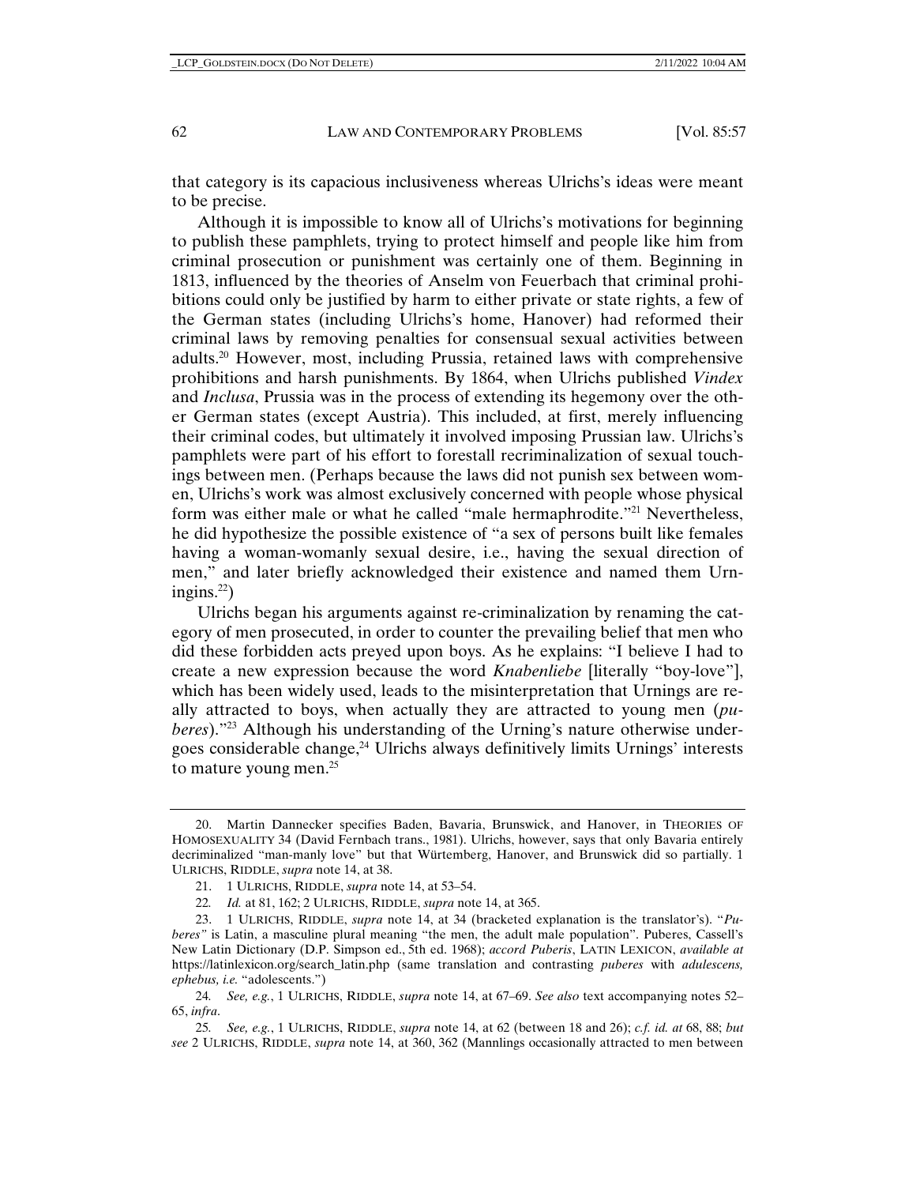that category is its capacious inclusiveness whereas Ulrichs's ideas were meant to be precise.

Although it is impossible to know all of Ulrichs's motivations for beginning to publish these pamphlets, trying to protect himself and people like him from criminal prosecution or punishment was certainly one of them. Beginning in 1813, influenced by the theories of Anselm von Feuerbach that criminal prohibitions could only be justified by harm to either private or state rights, a few of the German states (including Ulrichs's home, Hanover) had reformed their criminal laws by removing penalties for consensual sexual activities between adults.[20] However, most, including Prussia, retained laws with comprehensive prohibitions and harsh punishments. By 1864, when Ulrichs published *Vindex* and *Inclusa*, Prussia was in the process of extending its hegemony over the other German states (except Austria). This included, at first, merely influencing their criminal codes, but ultimately it involved imposing Prussian law. Ulrichs's pamphlets were part of his effort to forestall recriminalization of sexual touchings between men. (Perhaps because the laws did not punish sex between women, Ulrichs's work was almost exclusively concerned with people whose physical form was either male or what he called "male hermaphrodite."[21] Nevertheless, he did hypothesize the possible existence of "a sex of persons built like females having a woman-womanly sexual desire, i.e., having the sexual direction of men," and later briefly acknowledged their existence and named them Urningins.[22])

Ulrichs began his arguments against re-criminalization by renaming the category of men prosecuted, in order to counter the prevailing belief that men who did these forbidden acts preyed upon boys. As he explains: "I believe I had to create a new expression because the word *Knabenliebe* [literally "boy-love"], which has been widely used, leads to the misinterpretation that Urnings are really attracted to boys, when actually they are attracted to young men (*puberes*)."[23] Although his understanding of the Urning's nature otherwise undergoes considerable change,[24] Ulrichs always definitively limits Urnings' interests to mature young men.[25]

---

20. Martin Dannecker specifies Baden, Bavaria, Brunswick, and Hanover, in THEORIES OF HOMOSEXUALITY 34 (David Fernbach trans., 1981). Ulrichs, however, says that only Bavaria entirely decriminalized "man-manly love" but that Würtemberg, Hanover, and Brunswick did so partially. 1 ULRICHS, RIDDLE, *supra* note 14, at 38.

21. 1 ULRICHS, RIDDLE, *supra* note 14, at 53–54.

22. *Id.* at 81, 162; 2 ULRICHS, RIDDLE, *supra* note 14, at 365.

23. 1 ULRICHS, RIDDLE, *supra* note 14, at 34 (bracketed explanation is the translator's). "*Puberes*" is Latin, a masculine plural meaning "the men, the adult male population". Puberes, Cassell's New Latin Dictionary (D.P. Simpson ed., 5th ed. 1968); *accord Puberis*, LATIN LEXICON, *available at* https://latinlexicon.org/search_latin.php (same translation and contrasting *puberes* with *adulescens, ephebus, i.e.* "adolescents.")

24. *See, e.g.*, 1 ULRICHS, RIDDLE, *supra* note 14, at 67–69. *See also* text accompanying notes 52–65, *infra*.

25. *See, e.g.*, 1 ULRICHS, RIDDLE, *supra* note 14, at 62 (between 18 and 26); *c.f. id. at* 68, 88; *but see* 2 ULRICHS, RIDDLE, *supra* note 14, at 360, 362 (Mannlings occasionally attracted to men between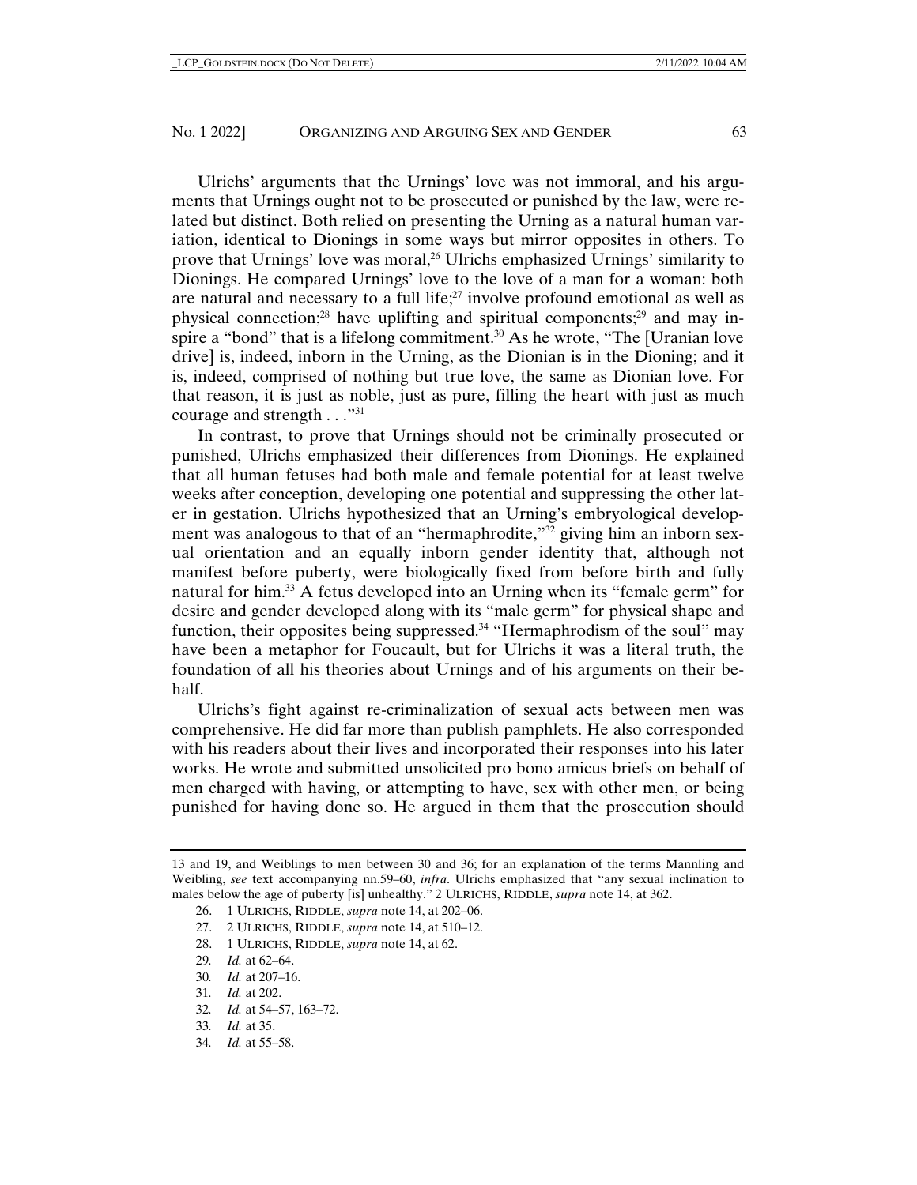Ulrichs' arguments that the Urnings' love was not immoral, and his arguments that Urnings ought not to be prosecuted or punished by the law, were related but distinct. Both relied on presenting the Urning as a natural human variation, identical to Dionings in some ways but mirror opposites in others. To prove that Urnings' love was moral,[26] Ulrichs emphasized Urnings' similarity to Dionings. He compared Urnings' love to the love of a man for a woman: both are natural and necessary to a full life;[27] involve profound emotional as well as physical connection;[28] have uplifting and spiritual components;[29] and may inspire a "bond" that is a lifelong commitment.[30] As he wrote, "The [Uranian love drive] is, indeed, inborn in the Urning, as the Dionian is in the Dioning; and it is, indeed, comprised of nothing but true love, the same as Dionian love. For that reason, it is just as noble, just as pure, filling the heart with just as much courage and strength . . ."[31]

In contrast, to prove that Urnings should not be criminally prosecuted or punished, Ulrichs emphasized their differences from Dionings. He explained that all human fetuses had both male and female potential for at least twelve weeks after conception, developing one potential and suppressing the other later in gestation. Ulrichs hypothesized that an Urning's embryological development was analogous to that of an "hermaphrodite,"[32] giving him an inborn sexual orientation and an equally inborn gender identity that, although not manifest before puberty, were biologically fixed from before birth and fully natural for him.[33] A fetus developed into an Urning when its "female germ" for desire and gender developed along with its "male germ" for physical shape and function, their opposites being suppressed.[34] "Hermaphrodism of the soul" may have been a metaphor for Foucault, but for Ulrichs it was a literal truth, the foundation of all his theories about Urnings and of his arguments on their behalf.

Ulrichs's fight against re-criminalization of sexual acts between men was comprehensive. He did far more than publish pamphlets. He also corresponded with his readers about their lives and incorporated their responses into his later works. He wrote and submitted unsolicited pro bono amicus briefs on behalf of men charged with having, or attempting to have, sex with other men, or being punished for having done so. He argued in them that the prosecution should

---

13 and 19, and Weiblings to men between 30 and 36; for an explanation of the terms Mannling and Weibling, *see* text accompanying nn.59–60, *infra*. Ulrichs emphasized that "any sexual inclination to males below the age of puberty [is] unhealthy." 2 ULRICHS, RIDDLE, *supra* note 14, at 362.

26. 1 ULRICHS, RIDDLE, *supra* note 14, at 202–06.

27. 2 ULRICHS, RIDDLE, *supra* note 14, at 510–12.

28. 1 ULRICHS, RIDDLE, *supra* note 14, at 62.

29. *Id.* at 62–64.

30. *Id.* at 207–16.

31. *Id.* at 202.

32. *Id.* at 54–57, 163–72.

33. *Id.* at 35.

34. *Id.* at 55–58.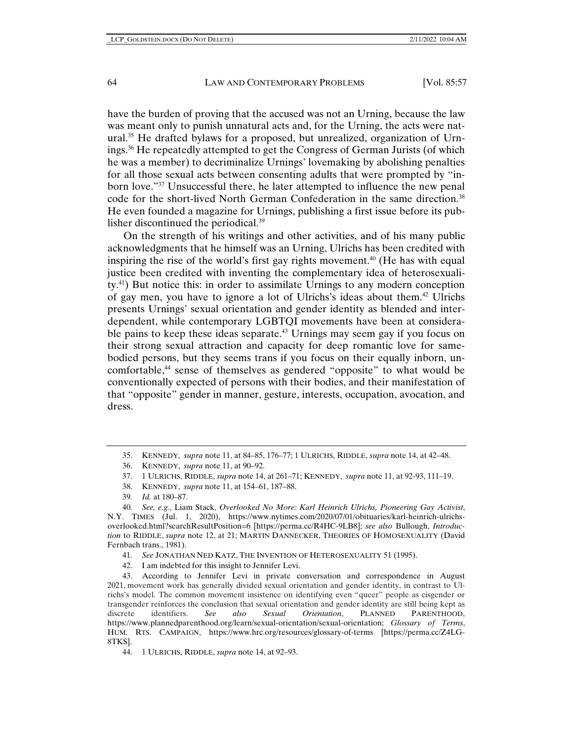have the burden of proving that the accused was not an Urning, because the law was meant only to punish unnatural acts and, for the Urning, the acts were natural.[35] He drafted bylaws for a proposed, but unrealized, organization of Urnings.[36] He repeatedly attempted to get the Congress of German Jurists (of which he was a member) to decriminalize Urnings' lovemaking by abolishing penalties for all those sexual acts between consenting adults that were prompted by "inborn love."[37] Unsuccessful there, he later attempted to influence the new penal code for the short-lived North German Confederation in the same direction.[38] He even founded a magazine for Urnings, publishing a first issue before its publisher discontinued the periodical.[39]

On the strength of his writings and other activities, and of his many public acknowledgments that he himself was an Urning, Ulrichs has been credited with inspiring the rise of the world's first gay rights movement.[40] (He has with equal justice been credited with inventing the complementary idea of heterosexuality.[41]) But notice this: in order to assimilate Urnings to any modern conception of gay men, you have to ignore a lot of Ulrichs's ideas about them.[42] Ulrichs presents Urnings' sexual orientation and gender identity as blended and interdependent, while contemporary LGBTQI movements have been at considerable pains to keep these ideas separate.[43] Urnings may seem gay if you focus on their strong sexual attraction and capacity for deep romantic love for same-bodied persons, but they seems trans if you focus on their equally inborn, uncomfortable,[44] sense of themselves as gendered "opposite" to what would be conventionally expected of persons with their bodies, and their manifestation of that "opposite" gender in manner, gesture, interests, occupation, avocation, and dress.

---

35. KENNEDY, *supra* note 11, at 84–85, 176–77; 1 ULRICHS, RIDDLE, *supra* note 14, at 42–48.

36. KENNEDY, *supra* note 11, at 90–92.

37. 1 ULRICHS, RIDDLE, *supra* note 14, at 261–71; KENNEDY, *supra* note 11, at 92-93, 111–19.

38. KENNEDY, *supra* note 11, at 154–61, 187–88.

39. *Id.* at 180–87.

40. *See, e.g.*, Liam Stack, *Overlooked No More: Karl Heinrich Ulrichs, Pioneering Gay Activist*, N.Y. TIMES (Jul. 1, 2020), https://www.nytimes.com/2020/07/01/obituaries/karl-heinrich-ulrichs-overlooked.html?searchResultPosition=6 [https://perma.cc/R4HC-9LB8]; *see also* Bullough, *Introduction* to RIDDLE, *supra* note 12, at 21; MARTIN DANNECKER, THEORIES OF HOMOSEXUALITY (David Fernbach trans., 1981).

41. *See* JONATHAN NED KATZ, THE INVENTION OF HETEROSEXUALITY 51 (1995).

42. I am indebted for this insight to Jennifer Levi.

43. According to Jennifer Levi in private conversation and correspondence in August 2021, movement work has generally divided sexual orientation and gender identity, in contrast to Ulrichs's model. The common movement insistence on identifying even "queer" people as cisgender or transgender reinforces the conclusion that sexual orientation and gender identity are still being kept as discrete identifiers. *See also Sexual Orientation*, PLANNED PARENTHOOD, https://www.plannedparenthood.org/learn/sexual-orientation/sexual-orientation; *Glossary of Terms*, HUM. RTS. CAMPAIGN, https://www.hrc.org/resources/glossary-of-terms [https://perma.cc/Z4LG-8TKS].

44. 1 ULRICHS, RIDDLE, *supra* note 14, at 92–93.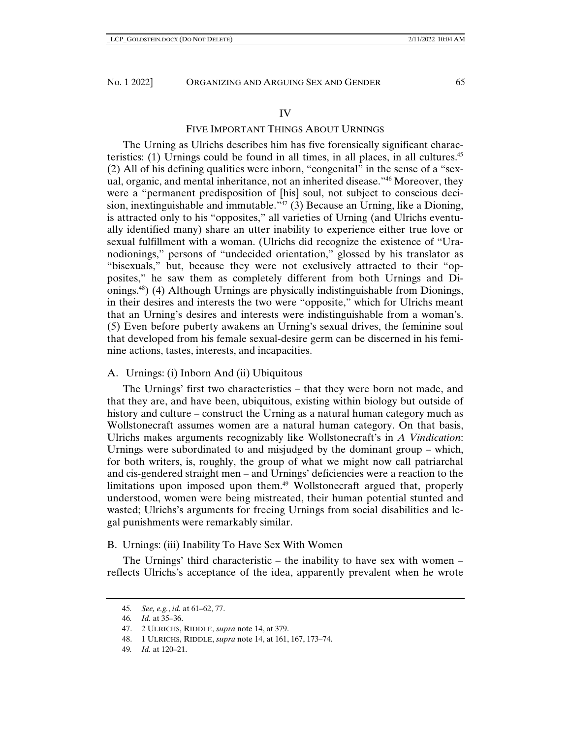## IV

## FIVE IMPORTANT THINGS ABOUT URNINGS

The Urning as Ulrichs describes him has five forensically significant characteristics: (1) Urnings could be found in all times, in all places, in all cultures.[45] (2) All of his defining qualities were inborn, "congenital" in the sense of a "sexual, organic, and mental inheritance, not an inherited disease."[46] Moreover, they were a "permanent predisposition of [his] soul, not subject to conscious decision, inextinguishable and immutable."[47] (3) Because an Urning, like a Dioning, is attracted only to his "opposites," all varieties of Urning (and Ulrichs eventually identified many) share an utter inability to experience either true love or sexual fulfillment with a woman. (Ulrichs did recognize the existence of "Uranodionings," persons of "undecided orientation," glossed by his translator as "bisexuals," but, because they were not exclusively attracted to their "opposites," he saw them as completely different from both Urnings and Dionings.[48]) (4) Although Urnings are physically indistinguishable from Dionings, in their desires and interests the two were "opposite," which for Ulrichs meant that an Urning's desires and interests were indistinguishable from a woman's. (5) Even before puberty awakens an Urning's sexual drives, the feminine soul that developed from his female sexual-desire germ can be discerned in his feminine actions, tastes, interests, and incapacities.

### A. Urnings: (i) Inborn And (ii) Ubiquitous

The Urnings' first two characteristics – that they were born not made, and that they are, and have been, ubiquitous, existing within biology but outside of history and culture – construct the Urning as a natural human category much as Wollstonecraft assumes women are a natural human category. On that basis, Ulrichs makes arguments recognizably like Wollstonecraft's in *A Vindication*: Urnings were subordinated to and misjudged by the dominant group – which, for both writers, is, roughly, the group of what we might now call patriarchal and cis-gendered straight men – and Urnings' deficiencies were a reaction to the limitations upon imposed upon them.[49] Wollstonecraft argued that, properly understood, women were being mistreated, their human potential stunted and wasted; Ulrichs's arguments for freeing Urnings from social disabilities and legal punishments were remarkably similar.

### B. Urnings: (iii) Inability To Have Sex With Women

The Urnings' third characteristic – the inability to have sex with women – reflects Ulrichs's acceptance of the idea, apparently prevalent when he wrote

---

45. *See, e.g.*, *id.* at 61–62, 77.

46. *Id.* at 35–36.

47. 2 ULRICHS, RIDDLE, *supra* note 14, at 379.

48. 1 ULRICHS, RIDDLE, *supra* note 14, at 161, 167, 173–74.

49. *Id.* at 120–21.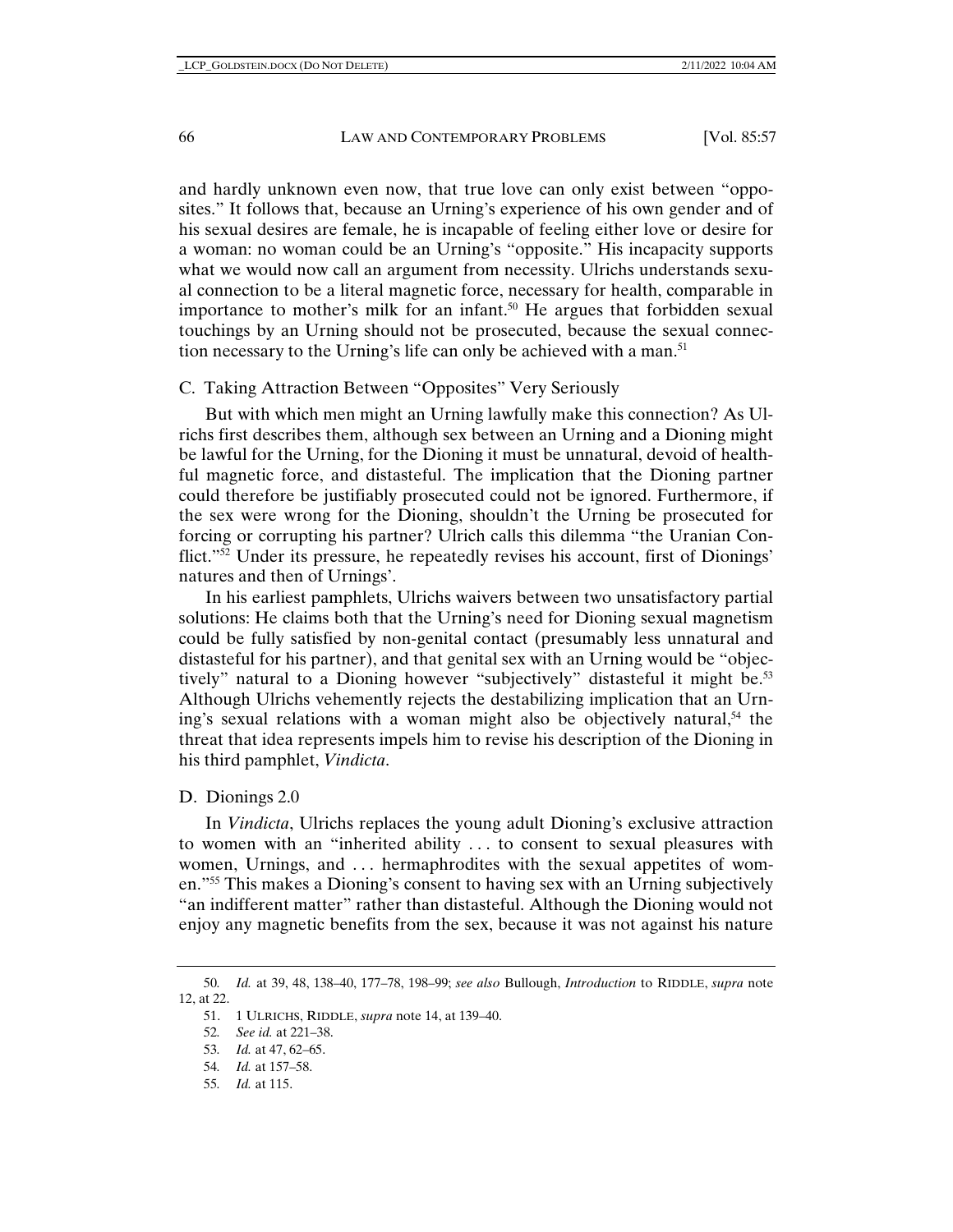and hardly unknown even now, that true love can only exist between "opposites." It follows that, because an Urning's experience of his own gender and of his sexual desires are female, he is incapable of feeling either love or desire for a woman: no woman could be an Urning's "opposite." His incapacity supports what we would now call an argument from necessity. Ulrichs understands sexual connection to be a literal magnetic force, necessary for health, comparable in importance to mother's milk for an infant.[50] He argues that forbidden sexual touchings by an Urning should not be prosecuted, because the sexual connection necessary to the Urning's life can only be achieved with a man.[51]

## C. Taking Attraction Between "Opposites" Very Seriously

But with which men might an Urning lawfully make this connection? As Ulrichs first describes them, although sex between an Urning and a Dioning might be lawful for the Urning, for the Dioning it must be unnatural, devoid of healthful magnetic force, and distasteful. The implication that the Dioning partner could therefore be justifiably prosecuted could not be ignored. Furthermore, if the sex were wrong for the Dioning, shouldn't the Urning be prosecuted for forcing or corrupting his partner? Ulrich calls this dilemma "the Uranian Conflict."[52] Under its pressure, he repeatedly revises his account, first of Dionings' natures and then of Urnings'.

In his earliest pamphlets, Ulrichs waivers between two unsatisfactory partial solutions: He claims both that the Urning's need for Dioning sexual magnetism could be fully satisfied by non-genital contact (presumably less unnatural and distasteful for his partner), and that genital sex with an Urning would be "objectively" natural to a Dioning however "subjectively" distasteful it might be.[53] Although Ulrichs vehemently rejects the destabilizing implication that an Urning's sexual relations with a woman might also be objectively natural,[54] the threat that idea represents impels him to revise his description of the Dioning in his third pamphlet, *Vindicta*.

## D. Dionings 2.0

In *Vindicta*, Ulrichs replaces the young adult Dioning's exclusive attraction to women with an "inherited ability . . . to consent to sexual pleasures with women, Urnings, and . . . hermaphrodites with the sexual appetites of women."[55] This makes a Dioning's consent to having sex with an Urning subjectively "an indifferent matter" rather than distasteful. Although the Dioning would not enjoy any magnetic benefits from the sex, because it was not against his nature

---

50. *Id.* at 39, 48, 138–40, 177–78, 198–99; *see also* Bullough, *Introduction* to RIDDLE, *supra* note 12, at 22.

51. 1 ULRICHS, RIDDLE, *supra* note 14, at 139–40.

52. *See id.* at 221–38.

53. *Id.* at 47, 62–65.

54. *Id.* at 157–58.

55. *Id.* at 115.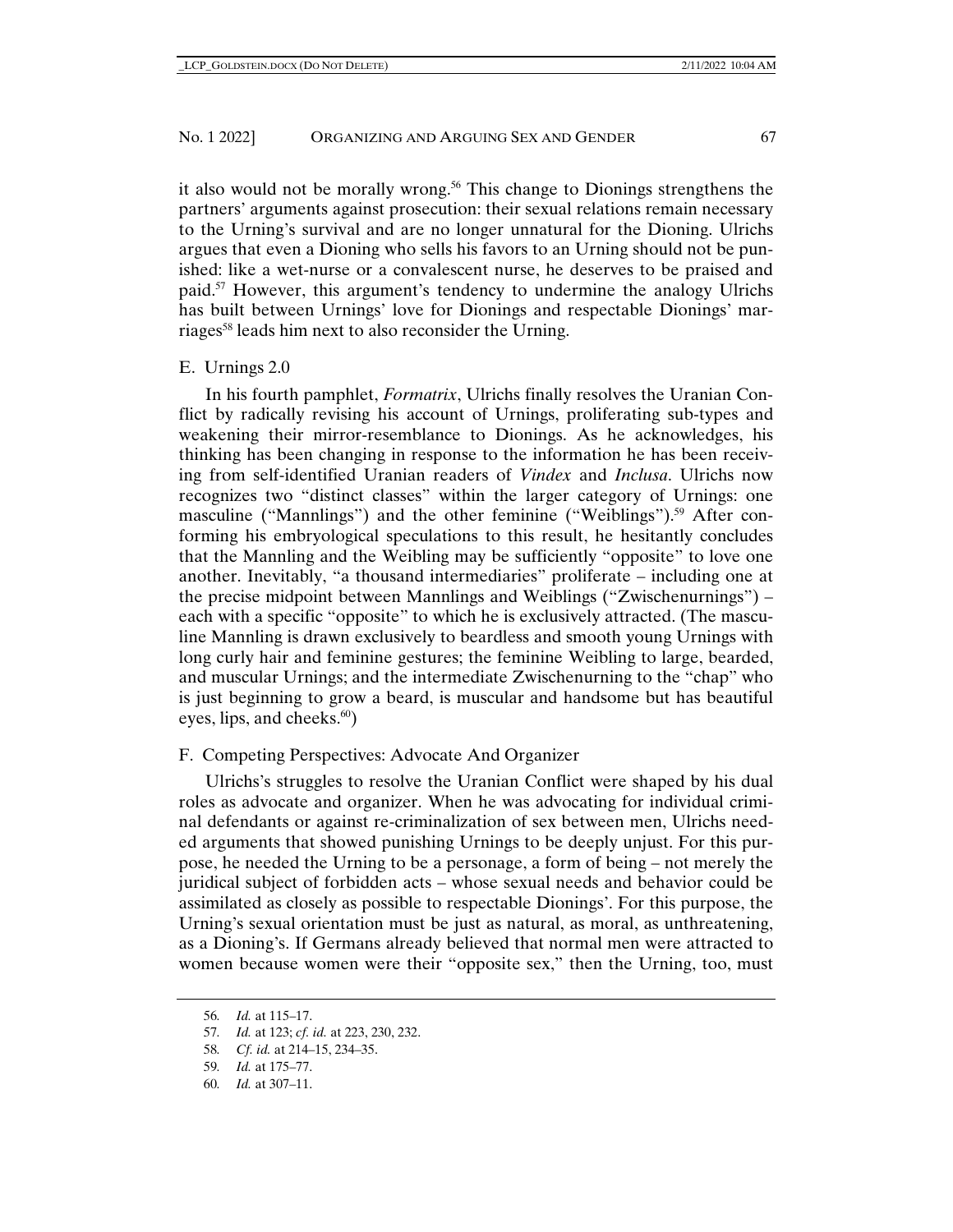it also would not be morally wrong.[56] This change to Dionings strengthens the partners' arguments against prosecution: their sexual relations remain necessary to the Urning's survival and are no longer unnatural for the Dioning. Ulrichs argues that even a Dioning who sells his favors to an Urning should not be punished: like a wet-nurse or a convalescent nurse, he deserves to be praised and paid.[57] However, this argument's tendency to undermine the analogy Ulrichs has built between Urnings' love for Dionings and respectable Dionings' marriages[58] leads him next to also reconsider the Urning.

### E. Urnings 2.0

In his fourth pamphlet, *Formatrix*, Ulrichs finally resolves the Uranian Conflict by radically revising his account of Urnings, proliferating sub-types and weakening their mirror-resemblance to Dionings. As he acknowledges, his thinking has been changing in response to the information he has been receiving from self-identified Uranian readers of *Vindex* and *Inclusa*. Ulrichs now recognizes two "distinct classes" within the larger category of Urnings: one masculine ("Mannlings") and the other feminine ("Weiblings").[59] After conforming his embryological speculations to this result, he hesitantly concludes that the Mannling and the Weibling may be sufficiently "opposite" to love one another. Inevitably, "a thousand intermediaries" proliferate – including one at the precise midpoint between Mannlings and Weiblings ("Zwischenurnings") – each with a specific "opposite" to which he is exclusively attracted. (The masculine Mannling is drawn exclusively to beardless and smooth young Urnings with long curly hair and feminine gestures; the feminine Weibling to large, bearded, and muscular Urnings; and the intermediate Zwischenurning to the "chap" who is just beginning to grow a beard, is muscular and handsome but has beautiful eyes, lips, and cheeks.[60])

### F. Competing Perspectives: Advocate And Organizer

Ulrichs's struggles to resolve the Uranian Conflict were shaped by his dual roles as advocate and organizer. When he was advocating for individual criminal defendants or against re-criminalization of sex between men, Ulrichs needed arguments that showed punishing Urnings to be deeply unjust. For this purpose, he needed the Urning to be a personage, a form of being – not merely the juridical subject of forbidden acts – whose sexual needs and behavior could be assimilated as closely as possible to respectable Dionings'. For this purpose, the Urning's sexual orientation must be just as natural, as moral, as unthreatening, as a Dioning's. If Germans already believed that normal men were attracted to women because women were their "opposite sex," then the Urning, too, must

---

56. *Id.* at 115–17.

57. *Id.* at 123; *cf. id.* at 223, 230, 232.

58. *Cf. id.* at 214–15, 234–35.

59. *Id.* at 175–77.

60. *Id.* at 307–11.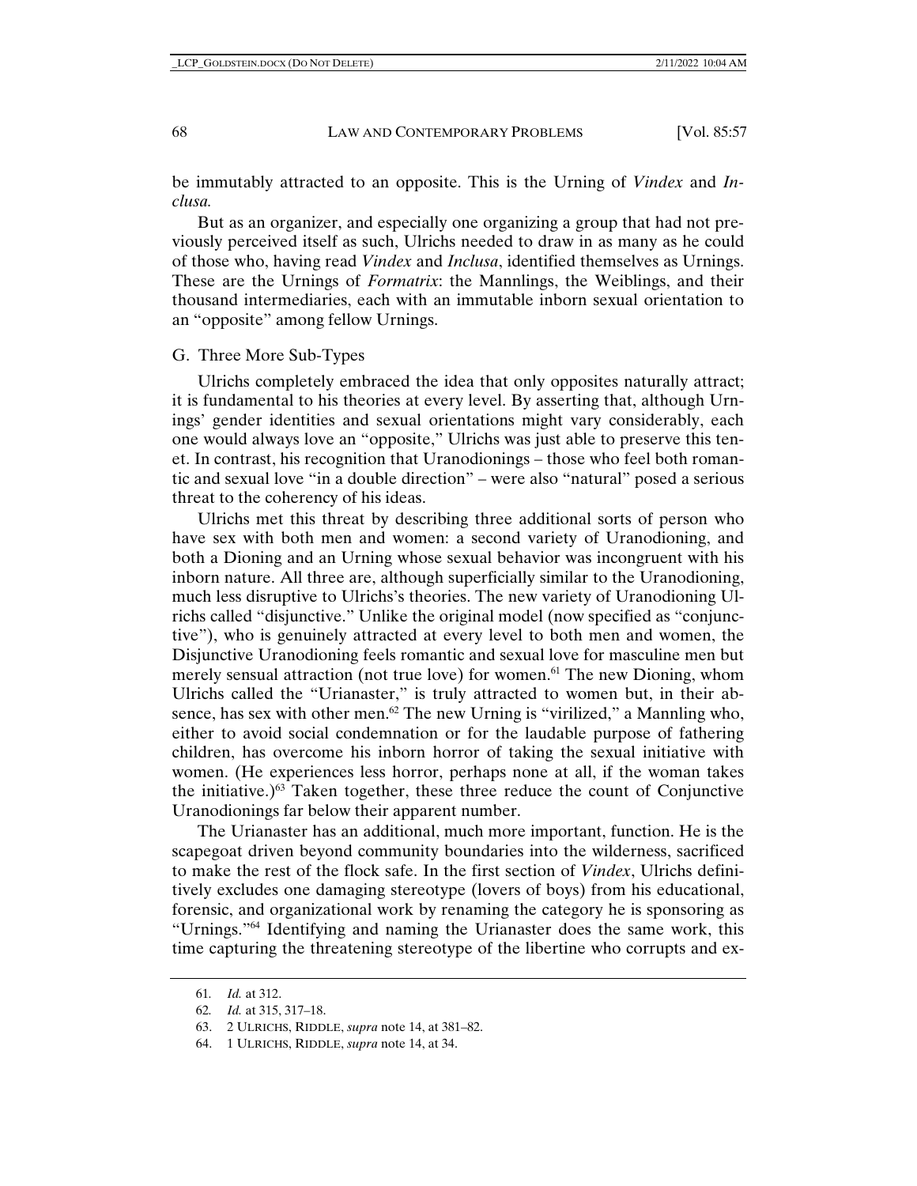be immutably attracted to an opposite. This is the Urning of *Vindex* and *Inclusa.*

But as an organizer, and especially one organizing a group that had not previously perceived itself as such, Ulrichs needed to draw in as many as he could of those who, having read *Vindex* and *Inclusa*, identified themselves as Urnings. These are the Urnings of *Formatrix*: the Mannlings, the Weiblings, and their thousand intermediaries, each with an immutable inborn sexual orientation to an "opposite" among fellow Urnings.

## G. Three More Sub-Types

Ulrichs completely embraced the idea that only opposites naturally attract; it is fundamental to his theories at every level. By asserting that, although Urnings' gender identities and sexual orientations might vary considerably, each one would always love an "opposite," Ulrichs was just able to preserve this tenet. In contrast, his recognition that Uranodionings – those who feel both romantic and sexual love "in a double direction" – were also "natural" posed a serious threat to the coherency of his ideas.

Ulrichs met this threat by describing three additional sorts of person who have sex with both men and women: a second variety of Uranodioning, and both a Dioning and an Urning whose sexual behavior was incongruent with his inborn nature. All three are, although superficially similar to the Uranodioning, much less disruptive to Ulrichs's theories. The new variety of Uranodioning Ulrichs called "disjunctive." Unlike the original model (now specified as "conjunctive"), who is genuinely attracted at every level to both men and women, the Disjunctive Uranodioning feels romantic and sexual love for masculine men but merely sensual attraction (not true love) for women.[61] The new Dioning, whom Ulrichs called the "Urianaster," is truly attracted to women but, in their absence, has sex with other men.[62] The new Urning is "virilized," a Mannling who, either to avoid social condemnation or for the laudable purpose of fathering children, has overcome his inborn horror of taking the sexual initiative with women. (He experiences less horror, perhaps none at all, if the woman takes the initiative.)[63] Taken together, these three reduce the count of Conjunctive Uranodionings far below their apparent number.

The Urianaster has an additional, much more important, function. He is the scapegoat driven beyond community boundaries into the wilderness, sacrificed to make the rest of the flock safe. In the first section of *Vindex*, Ulrichs definitively excludes one damaging stereotype (lovers of boys) from his educational, forensic, and organizational work by renaming the category he is sponsoring as "Urnings."[64] Identifying and naming the Urianaster does the same work, this time capturing the threatening stereotype of the libertine who corrupts and ex-

---

61. *Id.* at 312.
62. *Id.* at 315, 317–18.
63. 2 ULRICHS, RIDDLE, *supra* note 14, at 381–82.
64. 1 ULRICHS, RIDDLE, *supra* note 14, at 34.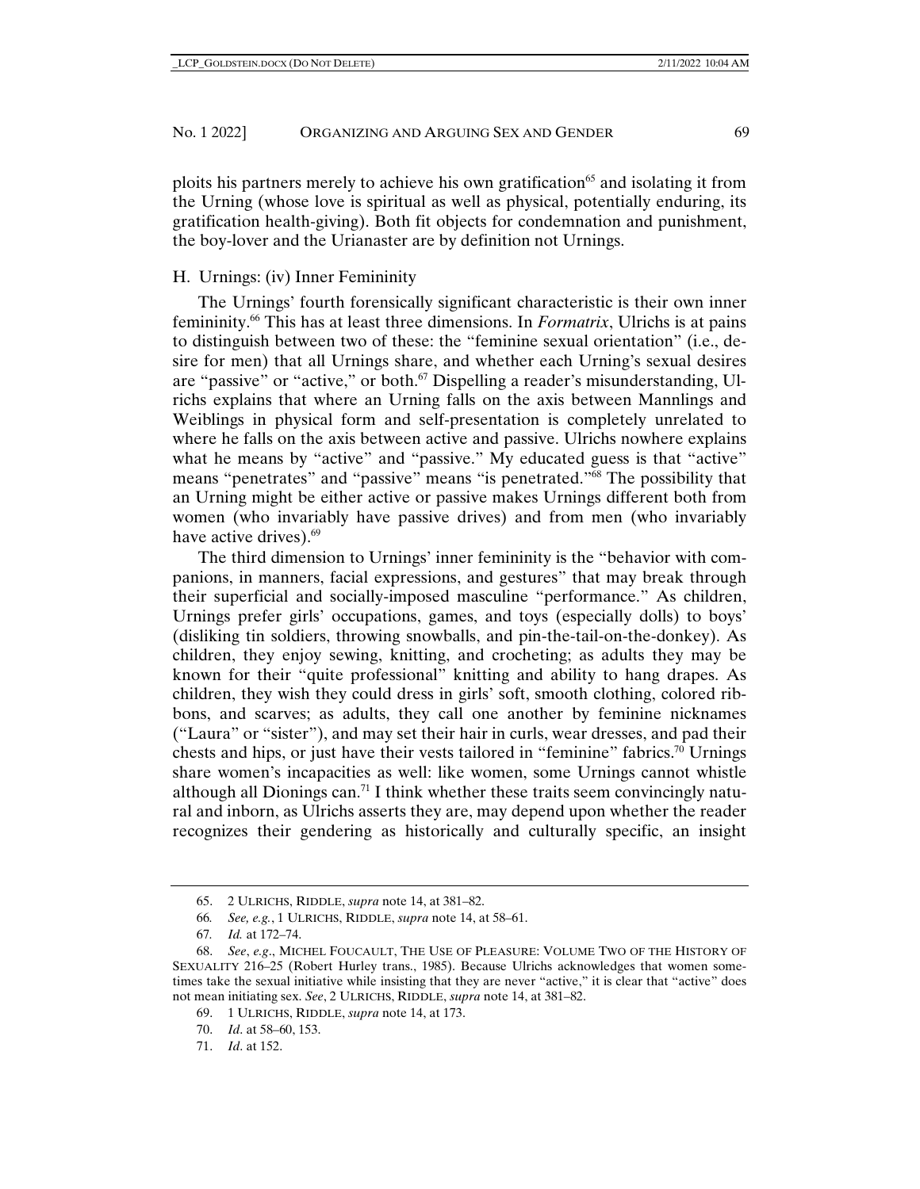ploits his partners merely to achieve his own gratification[65] and isolating it from the Urning (whose love is spiritual as well as physical, potentially enduring, its gratification health-giving). Both fit objects for condemnation and punishment, the boy-lover and the Urianaster are by definition not Urnings.

## H. Urnings: (iv) Inner Femininity

The Urnings' fourth forensically significant characteristic is their own inner femininity.[66] This has at least three dimensions. In *Formatrix*, Ulrichs is at pains to distinguish between two of these: the "feminine sexual orientation" (i.e., desire for men) that all Urnings share, and whether each Urning's sexual desires are "passive" or "active," or both.[67] Dispelling a reader's misunderstanding, Ulrichs explains that where an Urning falls on the axis between Mannlings and Weiblings in physical form and self-presentation is completely unrelated to where he falls on the axis between active and passive. Ulrichs nowhere explains what he means by "active" and "passive." My educated guess is that "active" means "penetrates" and "passive" means "is penetrated."[68] The possibility that an Urning might be either active or passive makes Urnings different both from women (who invariably have passive drives) and from men (who invariably have active drives).[69]

The third dimension to Urnings' inner femininity is the "behavior with companions, in manners, facial expressions, and gestures" that may break through their superficial and socially-imposed masculine "performance." As children, Urnings prefer girls' occupations, games, and toys (especially dolls) to boys' (disliking tin soldiers, throwing snowballs, and pin-the-tail-on-the-donkey). As children, they enjoy sewing, knitting, and crocheting; as adults they may be known for their "quite professional" knitting and ability to hang drapes. As children, they wish they could dress in girls' soft, smooth clothing, colored ribbons, and scarves; as adults, they call one another by feminine nicknames ("Laura" or "sister"), and may set their hair in curls, wear dresses, and pad their chests and hips, or just have their vests tailored in "feminine" fabrics.[70] Urnings share women's incapacities as well: like women, some Urnings cannot whistle although all Dionings can.[71] I think whether these traits seem convincingly natural and inborn, as Ulrichs asserts they are, may depend upon whether the reader recognizes their gendering as historically and culturally specific, an insight

---

65. 2 ULRICHS, RIDDLE, *supra* note 14, at 381–82.

66. *See, e.g.*, 1 ULRICHS, RIDDLE, *supra* note 14, at 58–61.

67. *Id.* at 172–74.

68. *See*, *e.g*., MICHEL FOUCAULT, THE USE OF PLEASURE: VOLUME TWO OF THE HISTORY OF SEXUALITY 216–25 (Robert Hurley trans., 1985). Because Ulrichs acknowledges that women sometimes take the sexual initiative while insisting that they are never "active," it is clear that "active" does not mean initiating sex. *See*, 2 ULRICHS, RIDDLE, *supra* note 14, at 381–82.

69. 1 ULRICHS, RIDDLE, *supra* note 14, at 173.

70. *Id*. at 58–60, 153.

71. *Id*. at 152.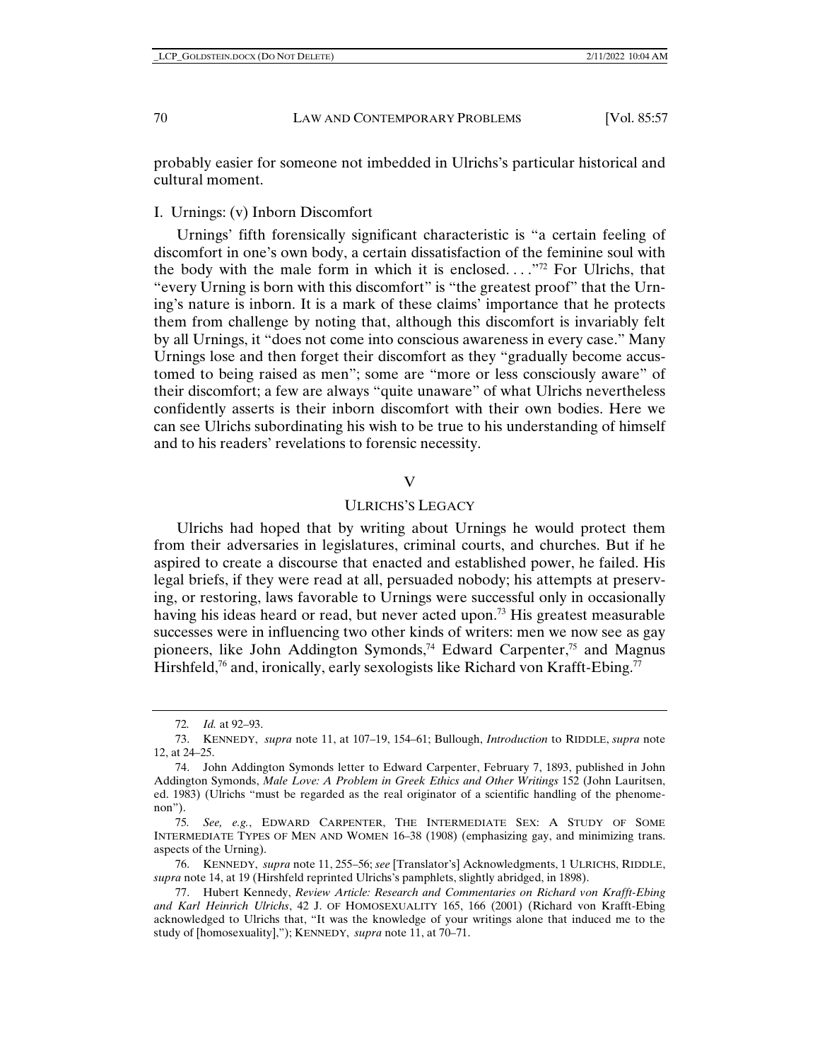probably easier for someone not imbedded in Ulrichs's particular historical and cultural moment.

### I. Urnings: (v) Inborn Discomfort

Urnings' fifth forensically significant characteristic is "a certain feeling of discomfort in one's own body, a certain dissatisfaction of the feminine soul with the body with the male form in which it is enclosed. . . ."[72] For Ulrichs, that "every Urning is born with this discomfort" is "the greatest proof" that the Urning's nature is inborn. It is a mark of these claims' importance that he protects them from challenge by noting that, although this discomfort is invariably felt by all Urnings, it "does not come into conscious awareness in every case." Many Urnings lose and then forget their discomfort as they "gradually become accustomed to being raised as men"; some are "more or less consciously aware" of their discomfort; a few are always "quite unaware" of what Ulrichs nevertheless confidently asserts is their inborn discomfort with their own bodies. Here we can see Ulrichs subordinating his wish to be true to his understanding of himself and to his readers' revelations to forensic necessity.

## V

## ULRICHS'S LEGACY

Ulrichs had hoped that by writing about Urnings he would protect them from their adversaries in legislatures, criminal courts, and churches. But if he aspired to create a discourse that enacted and established power, he failed. His legal briefs, if they were read at all, persuaded nobody; his attempts at preserving, or restoring, laws favorable to Urnings were successful only in occasionally having his ideas heard or read, but never acted upon.[73] His greatest measurable successes were in influencing two other kinds of writers: men we now see as gay pioneers, like John Addington Symonds,[74] Edward Carpenter,[75] and Magnus Hirshfeld,[76] and, ironically, early sexologists like Richard von Krafft-Ebing.[77]

---

72. *Id.* at 92–93.

73. KENNEDY, *supra* note 11, at 107–19, 154–61; Bullough, *Introduction* to RIDDLE, *supra* note 12, at 24–25.

74. John Addington Symonds letter to Edward Carpenter, February 7, 1893, published in John Addington Symonds, *Male Love: A Problem in Greek Ethics and Other Writings* 152 (John Lauritsen, ed. 1983) (Ulrichs "must be regarded as the real originator of a scientific handling of the phenomenon").

75. *See, e.g.*, EDWARD CARPENTER, THE INTERMEDIATE SEX: A STUDY OF SOME INTERMEDIATE TYPES OF MEN AND WOMEN 16–38 (1908) (emphasizing gay, and minimizing trans. aspects of the Urning).

76. KENNEDY, *supra* note 11, 255–56; *see* [Translator's] Acknowledgments, 1 ULRICHS, RIDDLE, *supra* note 14, at 19 (Hirshfeld reprinted Ulrichs's pamphlets, slightly abridged, in 1898).

77. Hubert Kennedy, *Review Article: Research and Commentaries on Richard von Krafft-Ebing and Karl Heinrich Ulrichs*, 42 J. OF HOMOSEXUALITY 165, 166 (2001) (Richard von Krafft-Ebing acknowledged to Ulrichs that, "It was the knowledge of your writings alone that induced me to the study of [homosexuality],"); KENNEDY, *supra* note 11, at 70–71.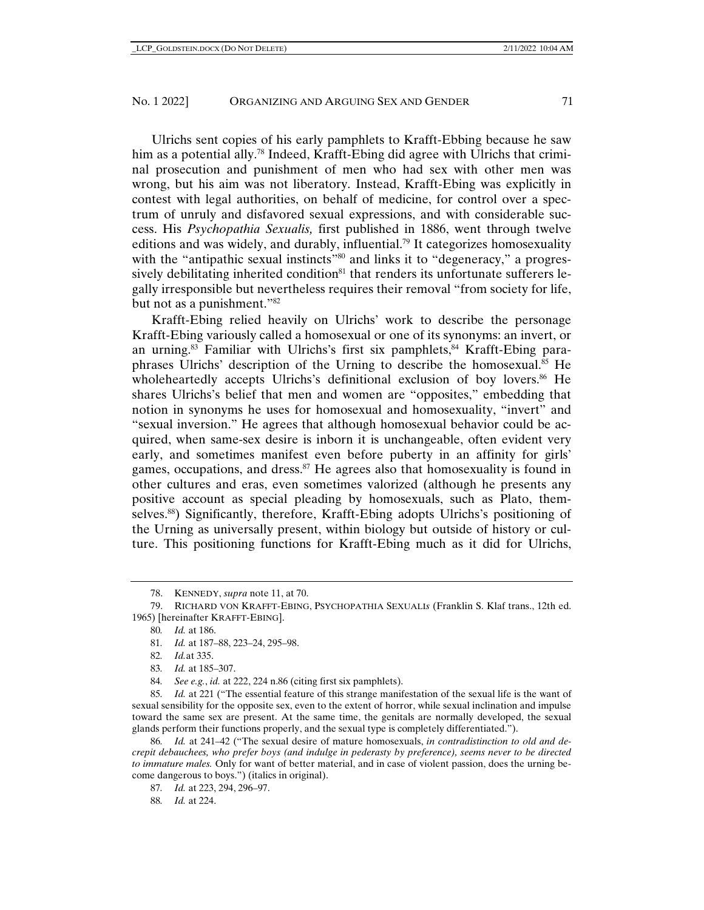Ulrichs sent copies of his early pamphlets to Krafft-Ebbing because he saw him as a potential ally.[78] Indeed, Krafft-Ebing did agree with Ulrichs that criminal prosecution and punishment of men who had sex with other men was wrong, but his aim was not liberatory. Instead, Krafft-Ebing was explicitly in contest with legal authorities, on behalf of medicine, for control over a spectrum of unruly and disfavored sexual expressions, and with considerable success. His *Psychopathia Sexualis,* first published in 1886, went through twelve editions and was widely, and durably, influential.[79] It categorizes homosexuality with the "antipathic sexual instincts"[80] and links it to "degeneracy," a progressively debilitating inherited condition[81] that renders its unfortunate sufferers legally irresponsible but nevertheless requires their removal "from society for life, but not as a punishment."[82]

Krafft-Ebing relied heavily on Ulrichs' work to describe the personage Krafft-Ebing variously called a homosexual or one of its synonyms: an invert, or an urning.[83] Familiar with Ulrichs's first six pamphlets,[84] Krafft-Ebing paraphrases Ulrichs' description of the Urning to describe the homosexual.[85] He wholeheartedly accepts Ulrichs's definitional exclusion of boy lovers.[86] He shares Ulrichs's belief that men and women are "opposites," embedding that notion in synonyms he uses for homosexual and homosexuality, "invert" and "sexual inversion." He agrees that although homosexual behavior could be acquired, when same-sex desire is inborn it is unchangeable, often evident very early, and sometimes manifest even before puberty in an affinity for girls' games, occupations, and dress.[87] He agrees also that homosexuality is found in other cultures and eras, even sometimes valorized (although he presents any positive account as special pleading by homosexuals, such as Plato, themselves.[88]) Significantly, therefore, Krafft-Ebing adopts Ulrichs's positioning of the Urning as universally present, within biology but outside of history or culture. This positioning functions for Krafft-Ebing much as it did for Ulrichs,

---

78. KENNEDY, *supra* note 11, at 70.

79. RICHARD VON KRAFFT-EBING, PSYCHOPATHIA SEXUALI*s* (Franklin S. Klaf trans., 12th ed. 1965) [hereinafter KRAFFT-EBING].

80. *Id.* at 186.

81. *Id.* at 187–88, 223–24, 295–98.

82. *Id.* at 335.

83. *Id.* at 185–307.

84. *See e.g.*, *id.* at 222, 224 n.86 (citing first six pamphlets).

85. *Id.* at 221 ("The essential feature of this strange manifestation of the sexual life is the want of sexual sensibility for the opposite sex, even to the extent of horror, while sexual inclination and impulse toward the same sex are present. At the same time, the genitals are normally developed, the sexual glands perform their functions properly, and the sexual type is completely differentiated.").

86. *Id.* at 241–42 ("The sexual desire of mature homosexuals, *in contradistinction to old and decrepit debauchees, who prefer boys (and indulge in pederasty by preference), seems never to be directed to immature males.* Only for want of better material, and in case of violent passion, does the urning become dangerous to boys.") (italics in original).

87. *Id.* at 223, 294, 296–97.

88. *Id.* at 224.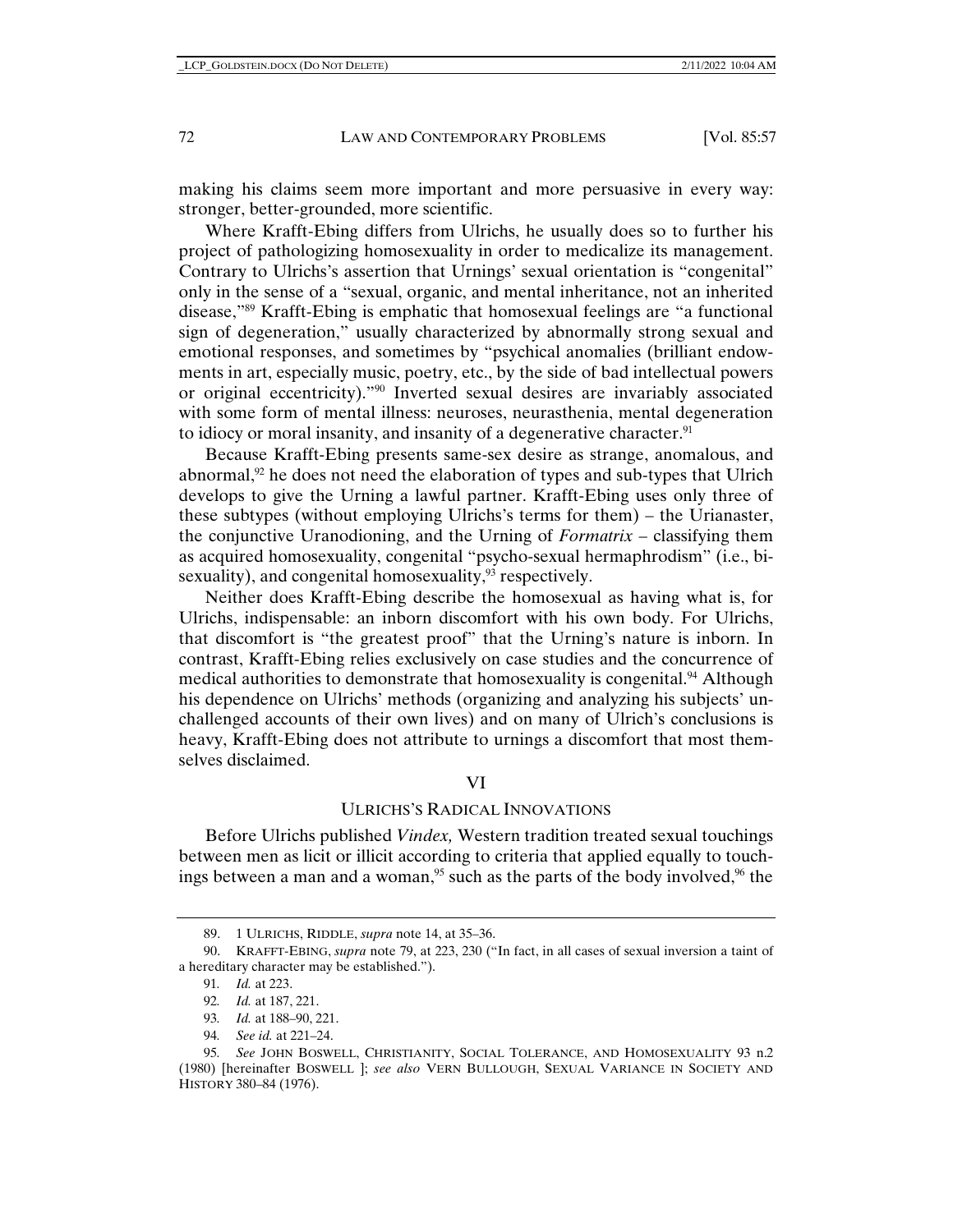making his claims seem more important and more persuasive in every way: stronger, better-grounded, more scientific.

Where Krafft-Ebing differs from Ulrichs, he usually does so to further his project of pathologizing homosexuality in order to medicalize its management. Contrary to Ulrichs's assertion that Urnings' sexual orientation is "congenital" only in the sense of a "sexual, organic, and mental inheritance, not an inherited disease,"[89] Krafft-Ebing is emphatic that homosexual feelings are "a functional sign of degeneration," usually characterized by abnormally strong sexual and emotional responses, and sometimes by "psychical anomalies (brilliant endowments in art, especially music, poetry, etc., by the side of bad intellectual powers or original eccentricity)."[90] Inverted sexual desires are invariably associated with some form of mental illness: neuroses, neurasthenia, mental degeneration to idiocy or moral insanity, and insanity of a degenerative character.[91]

Because Krafft-Ebing presents same-sex desire as strange, anomalous, and abnormal,[92] he does not need the elaboration of types and sub-types that Ulrich develops to give the Urning a lawful partner. Krafft-Ebing uses only three of these subtypes (without employing Ulrichs's terms for them) – the Urianaster, the conjunctive Uranodioning, and the Urning of *Formatrix* – classifying them as acquired homosexuality, congenital "psycho-sexual hermaphrodism" (i.e., bisexuality), and congenital homosexuality,[93] respectively.

Neither does Krafft-Ebing describe the homosexual as having what is, for Ulrichs, indispensable: an inborn discomfort with his own body. For Ulrichs, that discomfort is "the greatest proof" that the Urning's nature is inborn. In contrast, Krafft-Ebing relies exclusively on case studies and the concurrence of medical authorities to demonstrate that homosexuality is congenital.[94] Although his dependence on Ulrichs' methods (organizing and analyzing his subjects' unchallenged accounts of their own lives) and on many of Ulrich's conclusions is heavy, Krafft-Ebing does not attribute to urnings a discomfort that most themselves disclaimed.

## VI

## ULRICHS'S RADICAL INNOVATIONS

Before Ulrichs published *Vindex,* Western tradition treated sexual touchings between men as licit or illicit according to criteria that applied equally to touchings between a man and a woman,[95] such as the parts of the body involved,[96] the

---

89. 1 ULRICHS, RIDDLE, *supra* note 14, at 35–36.

90. KRAFFT-EBING, *supra* note 79, at 223, 230 ("In fact, in all cases of sexual inversion a taint of a hereditary character may be established.").

91. *Id.* at 223.

92. *Id.* at 187, 221.

93. *Id.* at 188–90, 221.

94. *See id.* at 221–24.

95. *See* JOHN BOSWELL, CHRISTIANITY, SOCIAL TOLERANCE, AND HOMOSEXUALITY 93 n.2 (1980) [hereinafter BOSWELL ]; *see also* VERN BULLOUGH, SEXUAL VARIANCE IN SOCIETY AND HISTORY 380–84 (1976).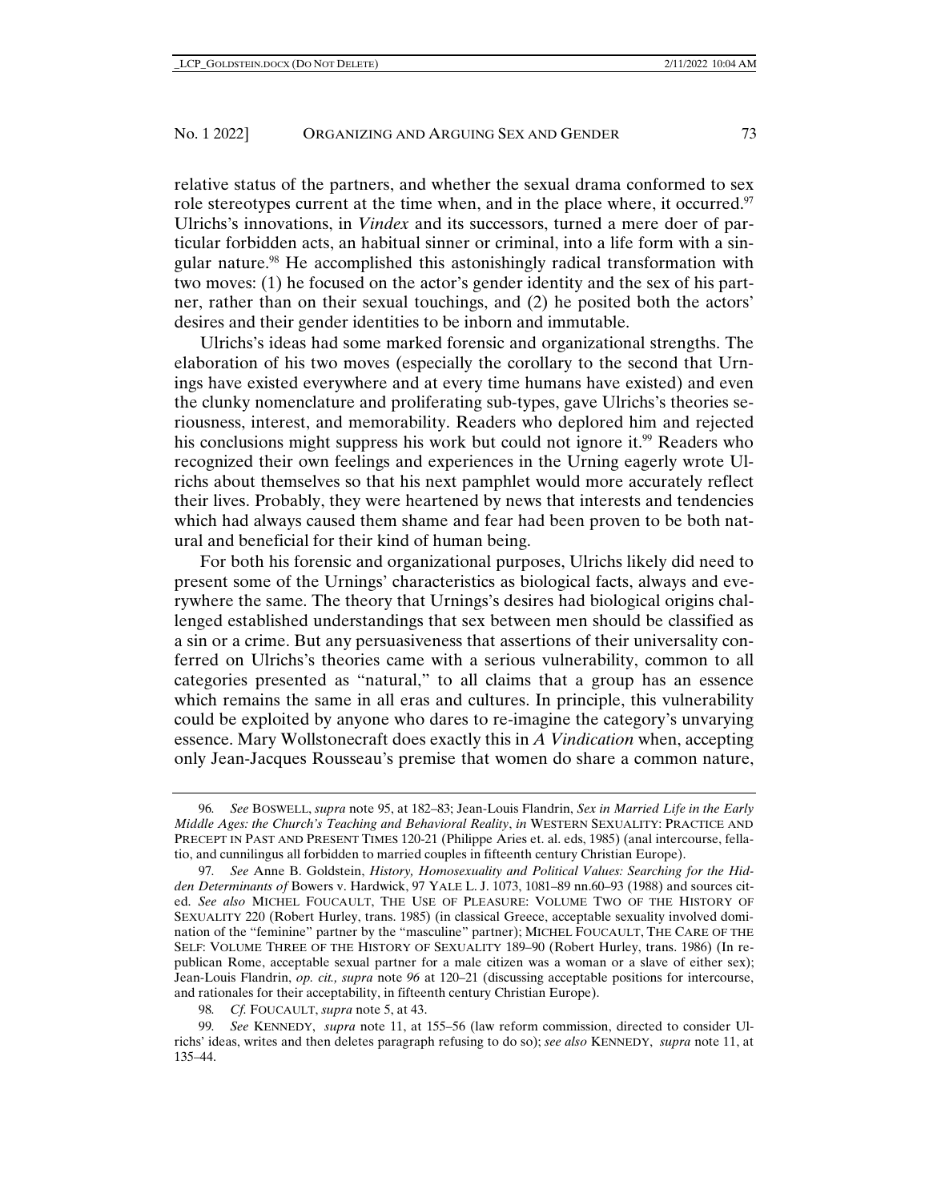relative status of the partners, and whether the sexual drama conformed to sex role stereotypes current at the time when, and in the place where, it occurred.[97] Ulrichs's innovations, in *Vindex* and its successors, turned a mere doer of particular forbidden acts, an habitual sinner or criminal, into a life form with a singular nature.[98] He accomplished this astonishingly radical transformation with two moves: (1) he focused on the actor's gender identity and the sex of his partner, rather than on their sexual touchings, and (2) he posited both the actors' desires and their gender identities to be inborn and immutable.

Ulrichs's ideas had some marked forensic and organizational strengths. The elaboration of his two moves (especially the corollary to the second that Urnings have existed everywhere and at every time humans have existed) and even the clunky nomenclature and proliferating sub-types, gave Ulrichs's theories seriousness, interest, and memorability. Readers who deplored him and rejected his conclusions might suppress his work but could not ignore it.[99] Readers who recognized their own feelings and experiences in the Urning eagerly wrote Ulrichs about themselves so that his next pamphlet would more accurately reflect their lives. Probably, they were heartened by news that interests and tendencies which had always caused them shame and fear had been proven to be both natural and beneficial for their kind of human being.

For both his forensic and organizational purposes, Ulrichs likely did need to present some of the Urnings' characteristics as biological facts, always and everywhere the same. The theory that Urnings's desires had biological origins challenged established understandings that sex between men should be classified as a sin or a crime. But any persuasiveness that assertions of their universality conferred on Ulrichs's theories came with a serious vulnerability, common to all categories presented as "natural," to all claims that a group has an essence which remains the same in all eras and cultures. In principle, this vulnerability could be exploited by anyone who dares to re-imagine the category's unvarying essence. Mary Wollstonecraft does exactly this in *A Vindication* when, accepting only Jean-Jacques Rousseau's premise that women do share a common nature,

---

96. *See* BOSWELL, *supra* note 95, at 182–83; Jean-Louis Flandrin, *Sex in Married Life in the Early Middle Ages: the Church's Teaching and Behavioral Reality*, *in* WESTERN SEXUALITY: PRACTICE AND PRECEPT IN PAST AND PRESENT TIMES 120-21 (Philippe Aries et. al. eds, 1985) (anal intercourse, fellatio, and cunnilingus all forbidden to married couples in fifteenth century Christian Europe).

97. *See* Anne B. Goldstein, *History, Homosexuality and Political Values: Searching for the Hidden Determinants of* Bowers v. Hardwick, 97 YALE L. J. 1073, 1081–89 nn.60–93 (1988) and sources cited. *See also* MICHEL FOUCAULT, THE USE OF PLEASURE: VOLUME TWO OF THE HISTORY OF SEXUALITY 220 (Robert Hurley, trans. 1985) (in classical Greece, acceptable sexuality involved domination of the "feminine" partner by the "masculine" partner); MICHEL FOUCAULT, THE CARE OF THE SELF: VOLUME THREE OF THE HISTORY OF SEXUALITY 189–90 (Robert Hurley, trans. 1986) (In republican Rome, acceptable sexual partner for a male citizen was a woman or a slave of either sex); Jean-Louis Flandrin, *op. cit., supra* note *96* at 120–21 (discussing acceptable positions for intercourse, and rationales for their acceptability, in fifteenth century Christian Europe).

98. *Cf.* FOUCAULT, *supra* note 5, at 43.

99. *See* KENNEDY, *supra* note 11, at 155–56 (law reform commission, directed to consider Ulrichs' ideas, writes and then deletes paragraph refusing to do so); *see also* KENNEDY, *supra* note 11, at 135–44.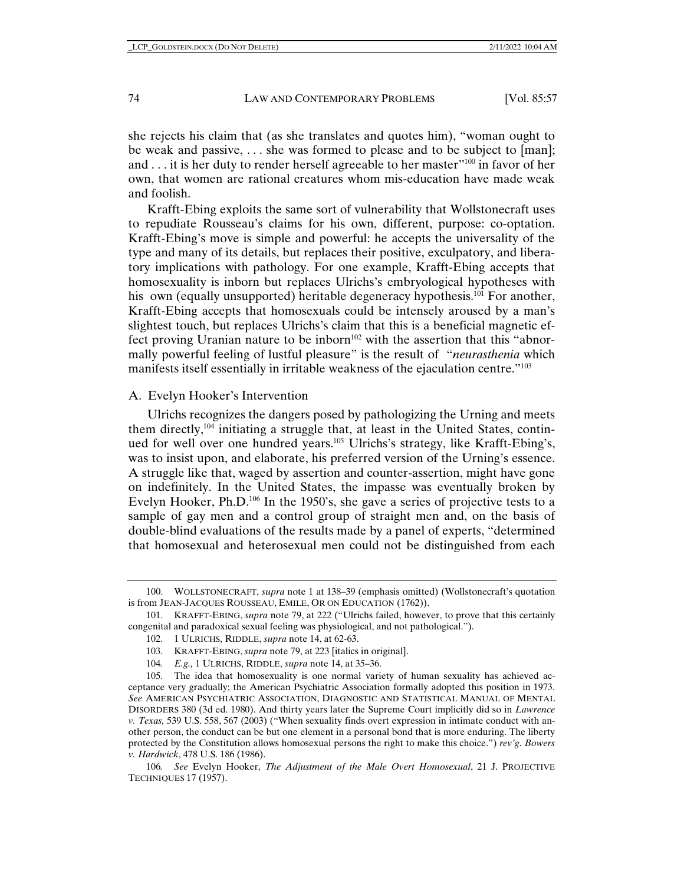she rejects his claim that (as she translates and quotes him), "woman ought to be weak and passive, . . . she was formed to please and to be subject to [man]; and . . . it is her duty to render herself agreeable to her master"[100] in favor of her own, that women are rational creatures whom mis-education have made weak and foolish.

Krafft-Ebing exploits the same sort of vulnerability that Wollstonecraft uses to repudiate Rousseau's claims for his own, different, purpose: co-optation. Krafft-Ebing's move is simple and powerful: he accepts the universality of the type and many of its details, but replaces their positive, exculpatory, and liberatory implications with pathology. For one example, Krafft-Ebing accepts that homosexuality is inborn but replaces Ulrichs's embryological hypotheses with his own (equally unsupported) heritable degeneracy hypothesis.[101] For another, Krafft-Ebing accepts that homosexuals could be intensely aroused by a man's slightest touch, but replaces Ulrichs's claim that this is a beneficial magnetic effect proving Uranian nature to be inborn[102] with the assertion that this "abnormally powerful feeling of lustful pleasure" is the result of "*neurasthenia* which manifests itself essentially in irritable weakness of the ejaculation centre."[103]

## A. Evelyn Hooker's Intervention

Ulrichs recognizes the dangers posed by pathologizing the Urning and meets them directly,[104] initiating a struggle that, at least in the United States, continued for well over one hundred years.[105] Ulrichs's strategy, like Krafft-Ebing's, was to insist upon, and elaborate, his preferred version of the Urning's essence. A struggle like that, waged by assertion and counter-assertion, might have gone on indefinitely. In the United States, the impasse was eventually broken by Evelyn Hooker, Ph.D.[106] In the 1950's, she gave a series of projective tests to a sample of gay men and a control group of straight men and, on the basis of double-blind evaluations of the results made by a panel of experts, "determined that homosexual and heterosexual men could not be distinguished from each

---

100. WOLLSTONECRAFT, *supra* note 1 at 138–39 (emphasis omitted) (Wollstonecraft's quotation is from JEAN-JACQUES ROUSSEAU, EMILE, OR ON EDUCATION (1762)).

101. KRAFFT-EBING, *supra* note 79, at 222 ("Ulrichs failed, however, to prove that this certainly congenital and paradoxical sexual feeling was physiological, and not pathological.").

102. 1 ULRICHS, RIDDLE, *supra* note 14, at 62-63.

103. KRAFFT-EBING, *supra* note 79, at 223 [italics in original].

104. *E.g.,* 1 ULRICHS, RIDDLE, *supra* note 14, at 35–36.

105. The idea that homosexuality is one normal variety of human sexuality has achieved acceptance very gradually; the American Psychiatric Association formally adopted this position in 1973. *See* AMERICAN PSYCHIATRIC ASSOCIATION, DIAGNOSTIC AND STATISTICAL MANUAL OF MENTAL DISORDERS 380 (3d ed. 1980). And thirty years later the Supreme Court implicitly did so in *Lawrence v. Texas,* 539 U.S. 558, 567 (2003) ("When sexuality finds overt expression in intimate conduct with another person, the conduct can be but one element in a personal bond that is more enduring. The liberty protected by the Constitution allows homosexual persons the right to make this choice.") *rev'g. Bowers v. Hardwick*, 478 U.S. 186 (1986).

106. *See* Evelyn Hooker, *The Adjustment of the Male Overt Homosexual*, 21 J. PROJECTIVE TECHNIQUES 17 (1957).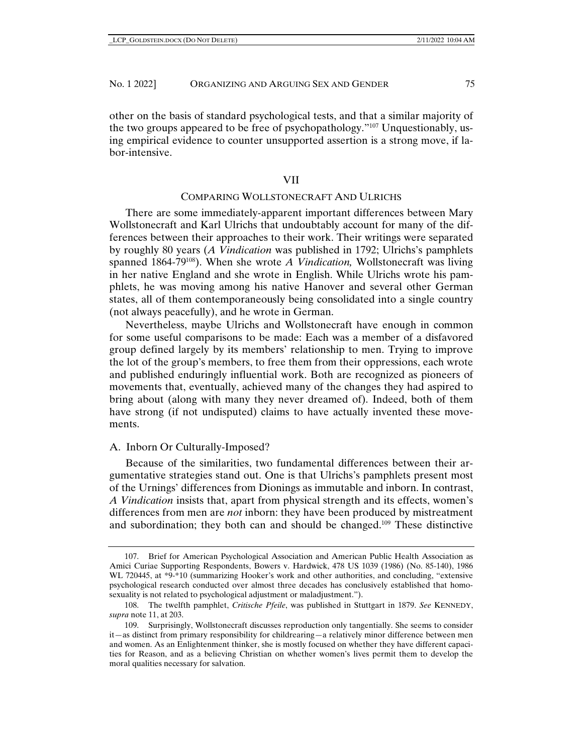other on the basis of standard psychological tests, and that a similar majority of the two groups appeared to be free of psychopathology."[107] Unquestionably, using empirical evidence to counter unsupported assertion is a strong move, if labor-intensive.

## VII

## COMPARING WOLLSTONECRAFT AND ULRICHS

There are some immediately-apparent important differences between Mary Wollstonecraft and Karl Ulrichs that undoubtably account for many of the differences between their approaches to their work. Their writings were separated by roughly 80 years (*A Vindication* was published in 1792; Ulrichs's pamphlets spanned 1864-79[108]). When she wrote *A Vindication,* Wollstonecraft was living in her native England and she wrote in English. While Ulrichs wrote his pamphlets, he was moving among his native Hanover and several other German states, all of them contemporaneously being consolidated into a single country (not always peacefully), and he wrote in German.

Nevertheless, maybe Ulrichs and Wollstonecraft have enough in common for some useful comparisons to be made: Each was a member of a disfavored group defined largely by its members' relationship to men. Trying to improve the lot of the group's members, to free them from their oppressions, each wrote and published enduringly influential work. Both are recognized as pioneers of movements that, eventually, achieved many of the changes they had aspired to bring about (along with many they never dreamed of). Indeed, both of them have strong (if not undisputed) claims to have actually invented these movements.

### A. Inborn Or Culturally-Imposed?

Because of the similarities, two fundamental differences between their argumentative strategies stand out. One is that Ulrichs's pamphlets present most of the Urnings' differences from Dionings as immutable and inborn. In contrast, *A Vindication* insists that, apart from physical strength and its effects, women's differences from men are *not* inborn: they have been produced by mistreatment and subordination; they both can and should be changed.[109] These distinctive

---

107. Brief for American Psychological Association and American Public Health Association as Amici Curiae Supporting Respondents, Bowers v. Hardwick, 478 US 1039 (1986) (No. 85-140), 1986 WL 720445, at *9-*10 (summarizing Hooker's work and other authorities, and concluding, "extensive psychological research conducted over almost three decades has conclusively established that homosexuality is not related to psychological adjustment or maladjustment.").

108. The twelfth pamphlet, *Critische Pfeile*, was published in Stuttgart in 1879. *See* KENNEDY, *supra* note 11, at 203.

109. Surprisingly, Wollstonecraft discusses reproduction only tangentially. She seems to consider it—as distinct from primary responsibility for childrearing—a relatively minor difference between men and women. As an Enlightenment thinker, she is mostly focused on whether they have different capacities for Reason, and as a believing Christian on whether women's lives permit them to develop the moral qualities necessary for salvation.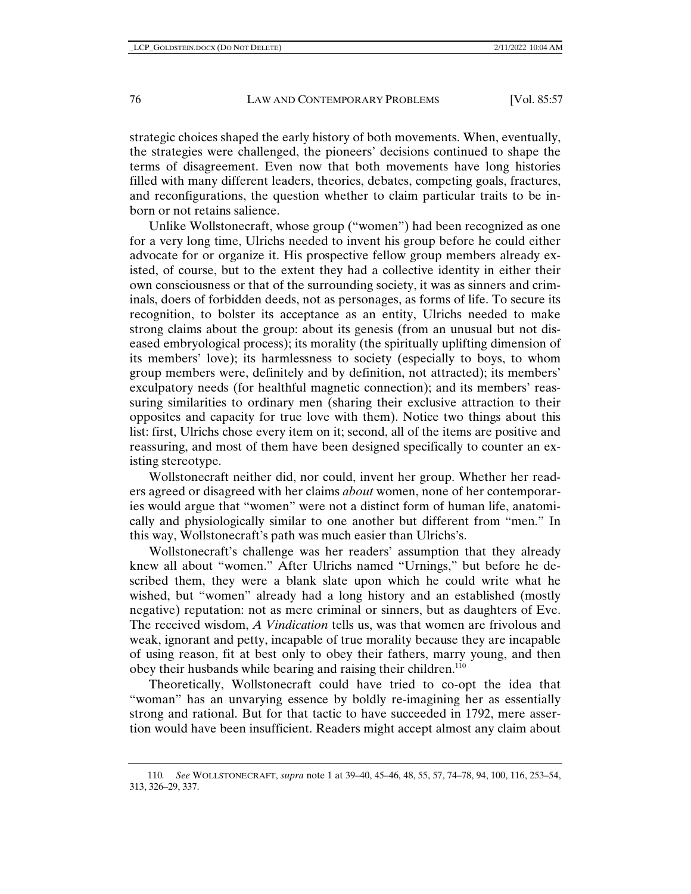strategic choices shaped the early history of both movements. When, eventually, the strategies were challenged, the pioneers' decisions continued to shape the terms of disagreement. Even now that both movements have long histories filled with many different leaders, theories, debates, competing goals, fractures, and reconfigurations, the question whether to claim particular traits to be inborn or not retains salience.

Unlike Wollstonecraft, whose group ("women") had been recognized as one for a very long time, Ulrichs needed to invent his group before he could either advocate for or organize it. His prospective fellow group members already existed, of course, but to the extent they had a collective identity in either their own consciousness or that of the surrounding society, it was as sinners and criminals, doers of forbidden deeds, not as personages, as forms of life. To secure its recognition, to bolster its acceptance as an entity, Ulrichs needed to make strong claims about the group: about its genesis (from an unusual but not diseased embryological process); its morality (the spiritually uplifting dimension of its members' love); its harmlessness to society (especially to boys, to whom group members were, definitely and by definition, not attracted); its members' exculpatory needs (for healthful magnetic connection); and its members' reassuring similarities to ordinary men (sharing their exclusive attraction to their opposites and capacity for true love with them). Notice two things about this list: first, Ulrichs chose every item on it; second, all of the items are positive and reassuring, and most of them have been designed specifically to counter an existing stereotype.

Wollstonecraft neither did, nor could, invent her group. Whether her readers agreed or disagreed with her claims *about* women, none of her contemporaries would argue that "women" were not a distinct form of human life, anatomically and physiologically similar to one another but different from "men." In this way, Wollstonecraft's path was much easier than Ulrichs's.

Wollstonecraft's challenge was her readers' assumption that they already knew all about "women." After Ulrichs named "Urnings," but before he described them, they were a blank slate upon which he could write what he wished, but "women" already had a long history and an established (mostly negative) reputation: not as mere criminal or sinners, but as daughters of Eve. The received wisdom, *A Vindication* tells us, was that women are frivolous and weak, ignorant and petty, incapable of true morality because they are incapable of using reason, fit at best only to obey their fathers, marry young, and then obey their husbands while bearing and raising their children.[110]

Theoretically, Wollstonecraft could have tried to co-opt the idea that "woman" has an unvarying essence by boldly re-imagining her as essentially strong and rational. But for that tactic to have succeeded in 1792, mere assertion would have been insufficient. Readers might accept almost any claim about

---

110. *See* WOLLSTONECRAFT, *supra* note 1 at 39–40, 45–46, 48, 55, 57, 74–78, 94, 100, 116, 253–54, 313, 326–29, 337.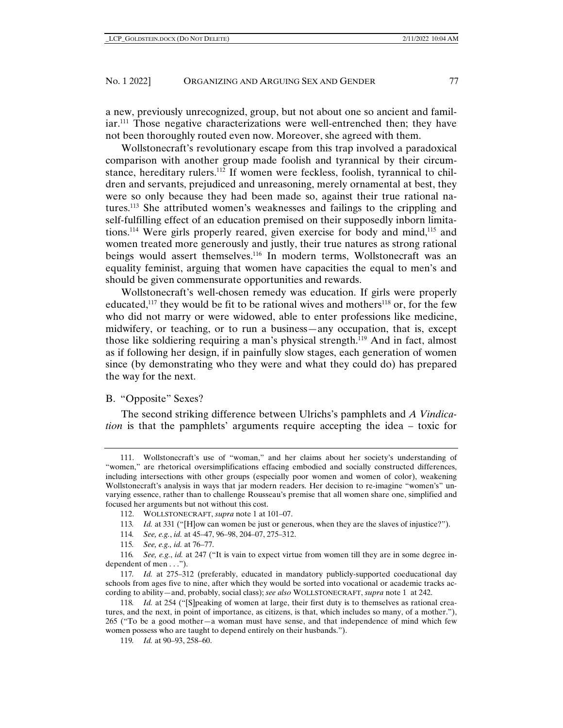a new, previously unrecognized, group, but not about one so ancient and familiar.[111] Those negative characterizations were well-entrenched then; they have not been thoroughly routed even now. Moreover, she agreed with them.

Wollstonecraft's revolutionary escape from this trap involved a paradoxical comparison with another group made foolish and tyrannical by their circumstance, hereditary rulers.[112] If women were feckless, foolish, tyrannical to children and servants, prejudiced and unreasoning, merely ornamental at best, they were so only because they had been made so, against their true rational natures.[113] She attributed women's weaknesses and failings to the crippling and self-fulfilling effect of an education premised on their supposedly inborn limitations.[114] Were girls properly reared, given exercise for body and mind,[115] and women treated more generously and justly, their true natures as strong rational beings would assert themselves.[116] In modern terms, Wollstonecraft was an equality feminist, arguing that women have capacities the equal to men's and should be given commensurate opportunities and rewards.

Wollstonecraft's well-chosen remedy was education. If girls were properly educated,[117] they would be fit to be rational wives and mothers[118] or, for the few who did not marry or were widowed, able to enter professions like medicine, midwifery, or teaching, or to run a business—any occupation, that is, except those like soldiering requiring a man's physical strength.[119] And in fact, almost as if following her design, if in painfully slow stages, each generation of women since (by demonstrating who they were and what they could do) has prepared the way for the next.

## B. "Opposite" Sexes?

The second striking difference between Ulrichs's pamphlets and *A Vindication* is that the pamphlets' arguments require accepting the idea – toxic for

---

111. Wollstonecraft's use of "woman," and her claims about her society's understanding of "women," are rhetorical oversimplifications effacing embodied and socially constructed differences, including intersections with other groups (especially poor women and women of color), weakening Wollstonecraft's analysis in ways that jar modern readers. Her decision to re-imagine "women's" unvarying essence, rather than to challenge Rousseau's premise that all women share one, simplified and focused her arguments but not without this cost.

112. WOLLSTONECRAFT, *supra* note 1 at 101–07.

113. *Id.* at 331 ("[H]ow can women be just or generous, when they are the slaves of injustice?").

114. *See, e.g.*, *id.* at 45–47, 96–98, 204–07, 275–312.

115. *See, e.g., id.* at 76–77.

116. *See, e.g.*, *id.* at 247 ("It is vain to expect virtue from women till they are in some degree independent of men . . .").

117. *Id.* at 275–312 (preferably, educated in mandatory publicly-supported coeducational day schools from ages five to nine, after which they would be sorted into vocational or academic tracks according to ability—and, probably, social class); *see also* WOLLSTONECRAFT, *supra* note 1 at 242.

118. *Id.* at 254 ("[S]peaking of women at large, their first duty is to themselves as rational creatures, and the next, in point of importance, as citizens, is that, which includes so many, of a mother."), 265 ("To be a good mother—a woman must have sense, and that independence of mind which few women possess who are taught to depend entirely on their husbands.").

119. *Id.* at 90–93, 258–60.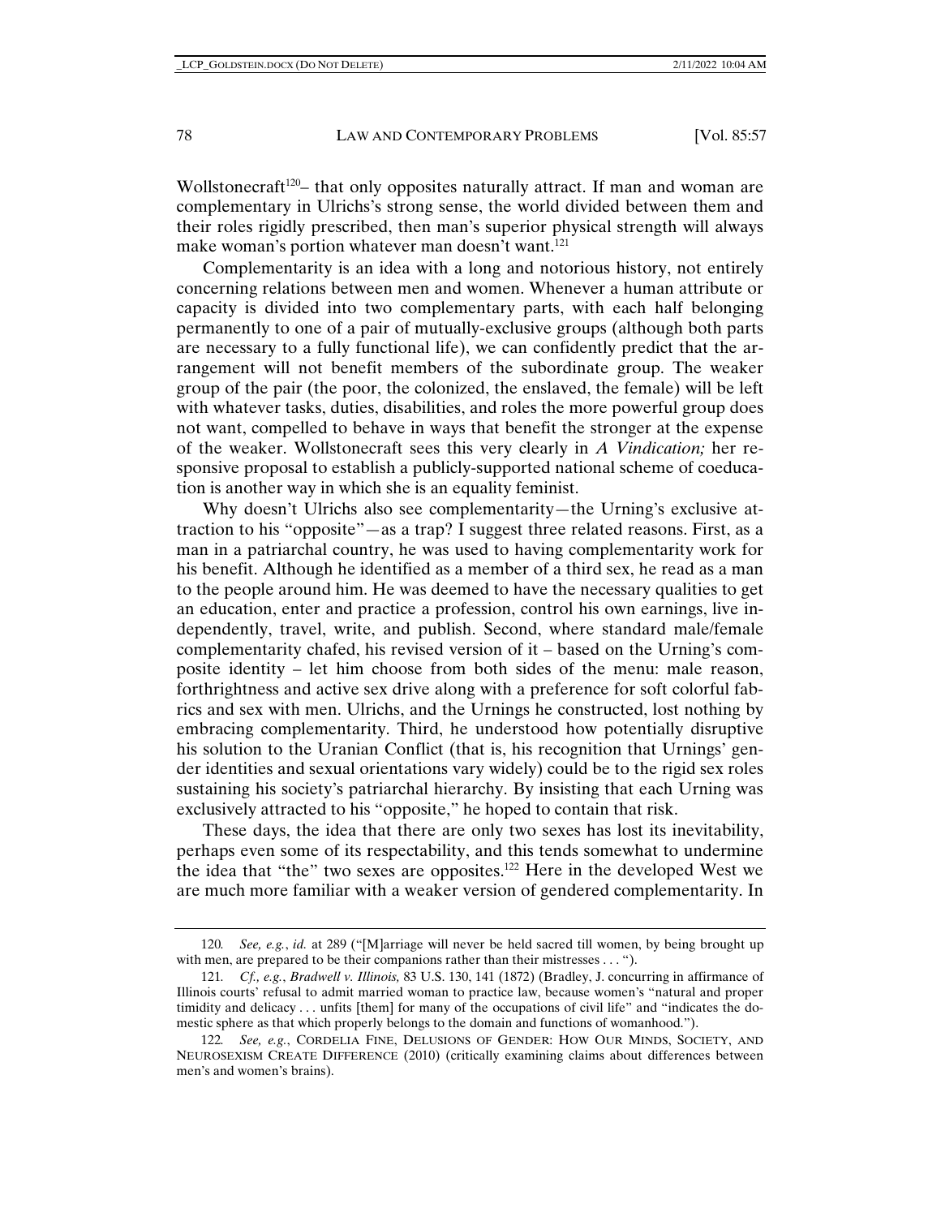Wollstonecraft[120]– that only opposites naturally attract. If man and woman are complementary in Ulrichs's strong sense, the world divided between them and their roles rigidly prescribed, then man's superior physical strength will always make woman's portion whatever man doesn't want.[121]

Complementarity is an idea with a long and notorious history, not entirely concerning relations between men and women. Whenever a human attribute or capacity is divided into two complementary parts, with each half belonging permanently to one of a pair of mutually-exclusive groups (although both parts are necessary to a fully functional life), we can confidently predict that the arrangement will not benefit members of the subordinate group. The weaker group of the pair (the poor, the colonized, the enslaved, the female) will be left with whatever tasks, duties, disabilities, and roles the more powerful group does not want, compelled to behave in ways that benefit the stronger at the expense of the weaker. Wollstonecraft sees this very clearly in *A Vindication;* her responsive proposal to establish a publicly-supported national scheme of coeducation is another way in which she is an equality feminist.

Why doesn't Ulrichs also see complementarity—the Urning's exclusive attraction to his "opposite"—as a trap? I suggest three related reasons. First, as a man in a patriarchal country, he was used to having complementarity work for his benefit. Although he identified as a member of a third sex, he read as a man to the people around him. He was deemed to have the necessary qualities to get an education, enter and practice a profession, control his own earnings, live independently, travel, write, and publish. Second, where standard male/female complementarity chafed, his revised version of it – based on the Urning's composite identity – let him choose from both sides of the menu: male reason, forthrightness and active sex drive along with a preference for soft colorful fabrics and sex with men. Ulrichs, and the Urnings he constructed, lost nothing by embracing complementarity. Third, he understood how potentially disruptive his solution to the Uranian Conflict (that is, his recognition that Urnings' gender identities and sexual orientations vary widely) could be to the rigid sex roles sustaining his society's patriarchal hierarchy. By insisting that each Urning was exclusively attracted to his "opposite," he hoped to contain that risk.

These days, the idea that there are only two sexes has lost its inevitability, perhaps even some of its respectability, and this tends somewhat to undermine the idea that "the" two sexes are opposites.[122] Here in the developed West we are much more familiar with a weaker version of gendered complementarity. In

---

120. *See, e.g.*, *id.* at 289 ("[M]arriage will never be held sacred till women, by being brought up with men, are prepared to be their companions rather than their mistresses . . . ").

121. *Cf., e.g.*, *Bradwell v. Illinois,* 83 U.S. 130, 141 (1872) (Bradley, J. concurring in affirmance of Illinois courts' refusal to admit married woman to practice law, because women's "natural and proper timidity and delicacy . . . unfits [them] for many of the occupations of civil life" and "indicates the domestic sphere as that which properly belongs to the domain and functions of womanhood.").

122. *See, e.g.*, CORDELIA FINE, DELUSIONS OF GENDER: HOW OUR MINDS, SOCIETY, AND NEUROSEXISM CREATE DIFFERENCE (2010) (critically examining claims about differences between men's and women's brains).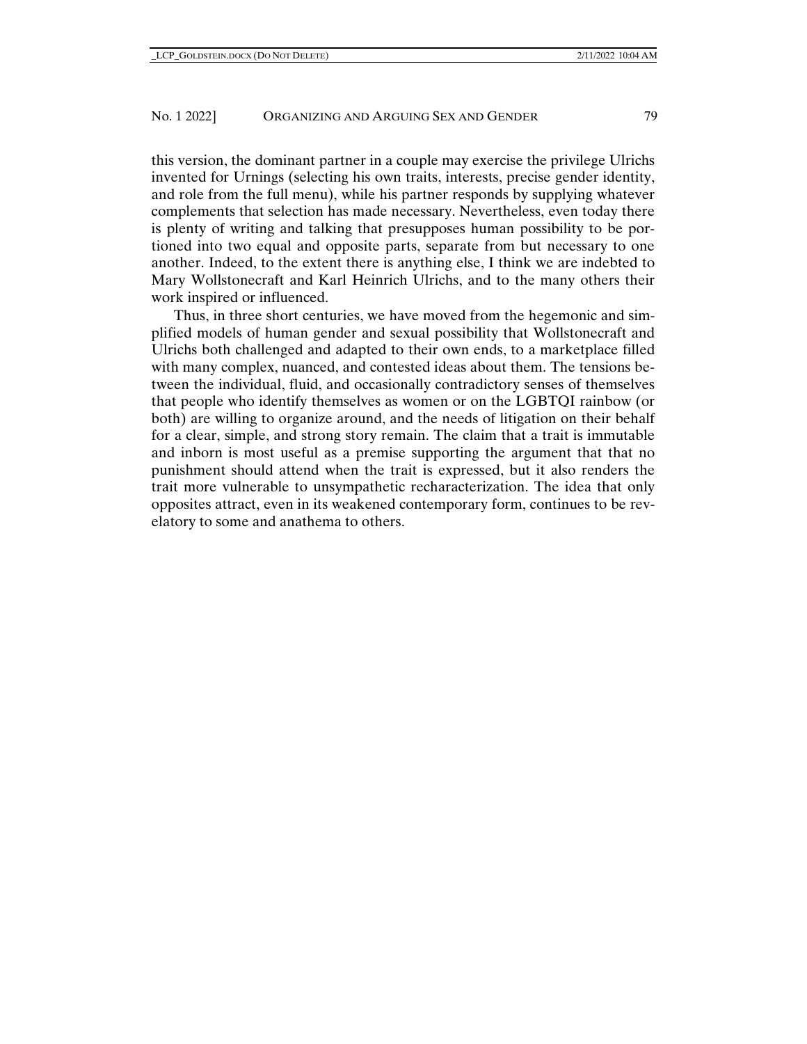this version, the dominant partner in a couple may exercise the privilege Ulrichs invented for Urnings (selecting his own traits, interests, precise gender identity, and role from the full menu), while his partner responds by supplying whatever complements that selection has made necessary. Nevertheless, even today there is plenty of writing and talking that presupposes human possibility to be portioned into two equal and opposite parts, separate from but necessary to one another. Indeed, to the extent there is anything else, I think we are indebted to Mary Wollstonecraft and Karl Heinrich Ulrichs, and to the many others their work inspired or influenced.

Thus, in three short centuries, we have moved from the hegemonic and simplified models of human gender and sexual possibility that Wollstonecraft and Ulrichs both challenged and adapted to their own ends, to a marketplace filled with many complex, nuanced, and contested ideas about them. The tensions between the individual, fluid, and occasionally contradictory senses of themselves that people who identify themselves as women or on the LGBTQI rainbow (or both) are willing to organize around, and the needs of litigation on their behalf for a clear, simple, and strong story remain. The claim that a trait is immutable and inborn is most useful as a premise supporting the argument that that no punishment should attend when the trait is expressed, but it also renders the trait more vulnerable to unsympathetic recharacterization. The idea that only opposites attract, even in its weakened contemporary form, continues to be revelatory to some and anathema to others.